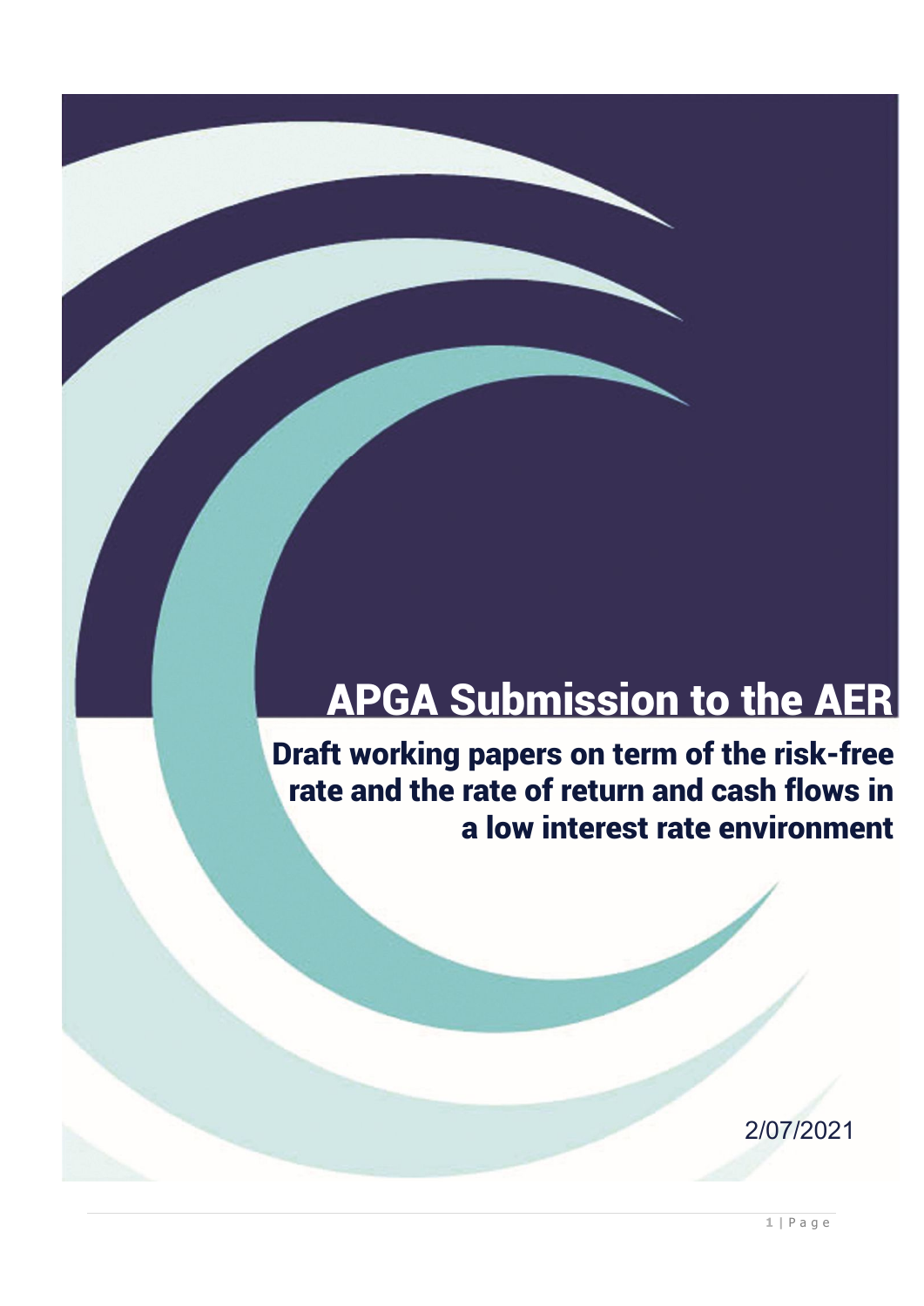# APGA Submission to the AER

## Draft working papers on term of the risk-free rate and the rate of return and cash flows in a low interest rate environment

2/07/2021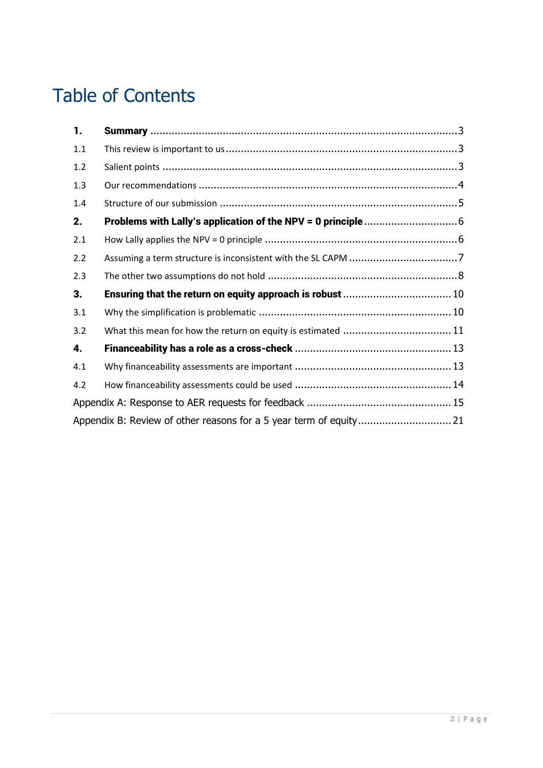# Table of Contents

| | | |
|---|---|---|
| **1.** | **Summary** | 3 |
| 1.1 | This review is important to us | 3 |
| 1.2 | Salient points | 3 |
| 1.3 | Our recommendations | 4 |
| 1.4 | Structure of our submission | 5 |
| **2.** | **Problems with Lally's application of the NPV = 0 principle** | 6 |
| 2.1 | How Lally applies the NPV = 0 principle | 6 |
| 2.2 | Assuming a term structure is inconsistent with the SL CAPM | 7 |
| 2.3 | The other two assumptions do not hold | 8 |
| **3.** | **Ensuring that the return on equity approach is robust** | 10 |
| 3.1 | Why the simplification is problematic | 10 |
| 3.2 | What this mean for how the return on equity is estimated | 11 |
| **4.** | **Financeability has a role as a cross-check** | 13 |
| 4.1 | Why financeability assessments are important | 13 |
| 4.2 | How financeability assessments could be used | 14 |
| Appendix A: Response to AER requests for feedback | | 15 |
| Appendix B: Review of other reasons for a 5 year term of equity | | 21 |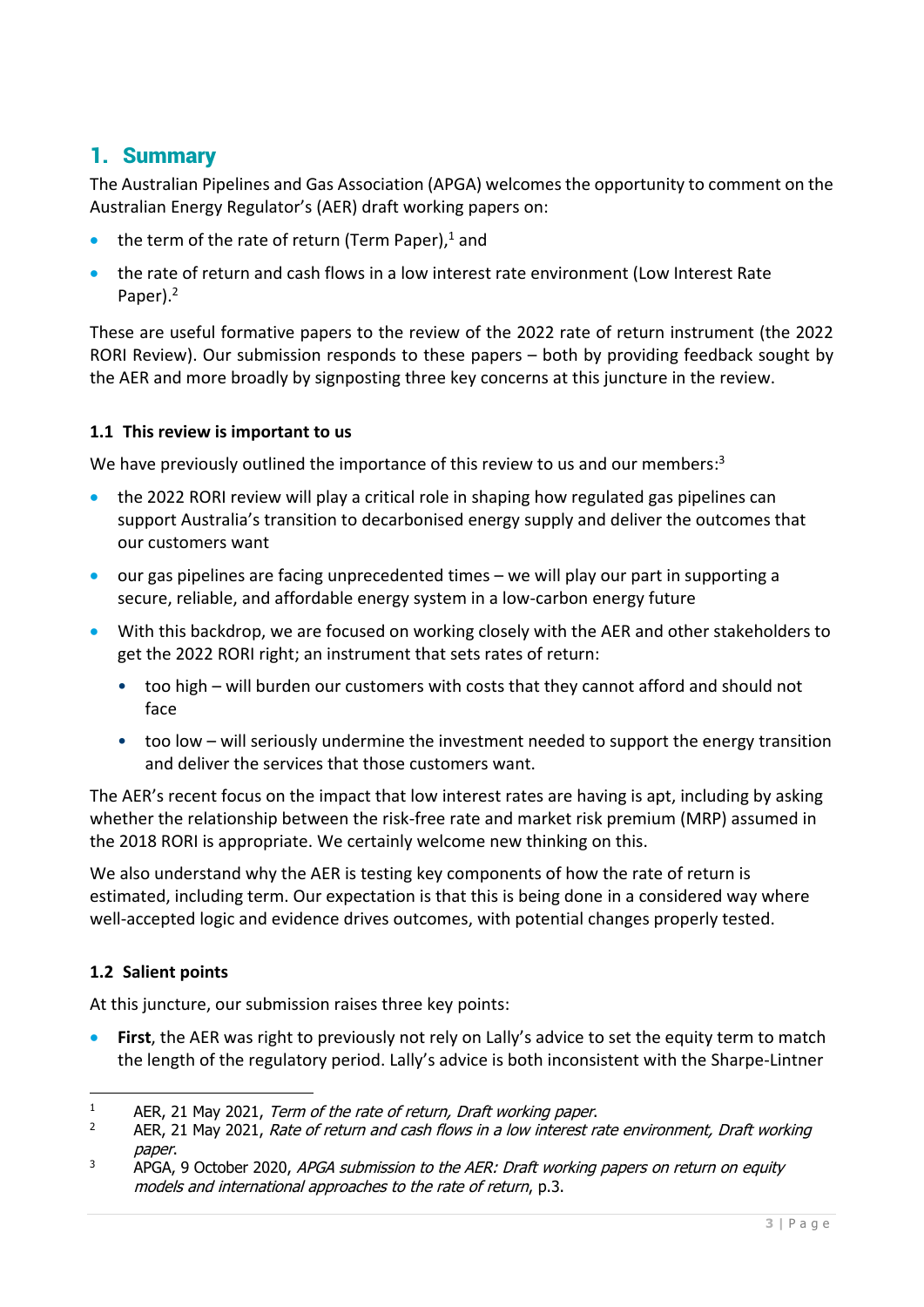# 1. Summary

The Australian Pipelines and Gas Association (APGA) welcomes the opportunity to comment on the Australian Energy Regulator's (AER) draft working papers on:

- the term of the rate of return (Term Paper),[1] and
- the rate of return and cash flows in a low interest rate environment (Low Interest Rate Paper).[2]

These are useful formative papers to the review of the 2022 rate of return instrument (the 2022 RORI Review). Our submission responds to these papers – both by providing feedback sought by the AER and more broadly by signposting three key concerns at this juncture in the review.

### 1.1 This review is important to us

We have previously outlined the importance of this review to us and our members:[3]

- the 2022 RORI review will play a critical role in shaping how regulated gas pipelines can support Australia's transition to decarbonised energy supply and deliver the outcomes that our customers want
- our gas pipelines are facing unprecedented times – we will play our part in supporting a secure, reliable, and affordable energy system in a low-carbon energy future
- With this backdrop, we are focused on working closely with the AER and other stakeholders to get the 2022 RORI right; an instrument that sets rates of return:
  - too high – will burden our customers with costs that they cannot afford and should not face
  - too low – will seriously undermine the investment needed to support the energy transition and deliver the services that those customers want.

The AER's recent focus on the impact that low interest rates are having is apt, including by asking whether the relationship between the risk-free rate and market risk premium (MRP) assumed in the 2018 RORI is appropriate. We certainly welcome new thinking on this.

We also understand why the AER is testing key components of how the rate of return is estimated, including term. Our expectation is that this is being done in a considered way where well-accepted logic and evidence drives outcomes, with potential changes properly tested.

### 1.2 Salient points

At this juncture, our submission raises three key points:

- **First**, the AER was right to previously not rely on Lally's advice to set the equity term to match the length of the regulatory period. Lally's advice is both inconsistent with the Sharpe-Lintner

---

[1] AER, 21 May 2021, *Term of the rate of return, Draft working paper*.

[2] AER, 21 May 2021, *Rate of return and cash flows in a low interest rate environment, Draft working paper*.

[3] APGA, 9 October 2020, *APGA submission to the AER: Draft working papers on return on equity models and international approaches to the rate of return*, p.3.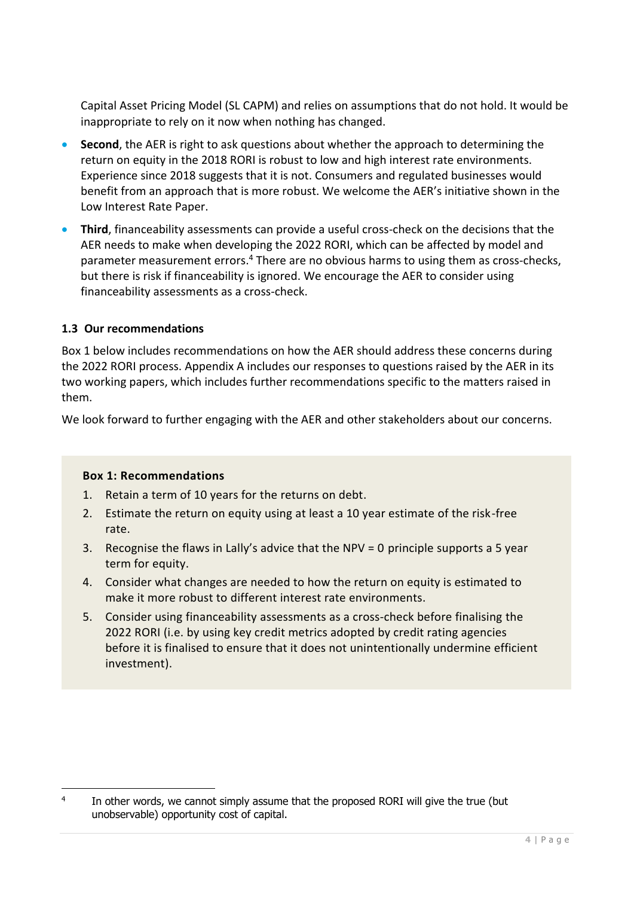Capital Asset Pricing Model (SL CAPM) and relies on assumptions that do not hold. It would be inappropriate to rely on it now when nothing has changed.

- **Second**, the AER is right to ask questions about whether the approach to determining the return on equity in the 2018 RORI is robust to low and high interest rate environments. Experience since 2018 suggests that it is not. Consumers and regulated businesses would benefit from an approach that is more robust. We welcome the AER's initiative shown in the Low Interest Rate Paper.
- **Third**, financeability assessments can provide a useful cross-check on the decisions that the AER needs to make when developing the 2022 RORI, which can be affected by model and parameter measurement errors.[4] There are no obvious harms to using them as cross-checks, but there is risk if financeability is ignored. We encourage the AER to consider using financeability assessments as a cross-check.

### 1.3 Our recommendations

Box 1 below includes recommendations on how the AER should address these concerns during the 2022 RORI process. Appendix A includes our responses to questions raised by the AER in its two working papers, which includes further recommendations specific to the matters raised in them.

We look forward to further engaging with the AER and other stakeholders about our concerns.

**Box 1: Recommendations**

1. Retain a term of 10 years for the returns on debt.
2. Estimate the return on equity using at least a 10 year estimate of the risk-free rate.
3. Recognise the flaws in Lally's advice that the NPV = 0 principle supports a 5 year term for equity.
4. Consider what changes are needed to how the return on equity is estimated to make it more robust to different interest rate environments.
5. Consider using financeability assessments as a cross-check before finalising the 2022 RORI (i.e. by using key credit metrics adopted by credit rating agencies before it is finalised to ensure that it does not unintentionally undermine efficient investment).

[4] In other words, we cannot simply assume that the proposed RORI will give the true (but unobservable) opportunity cost of capital.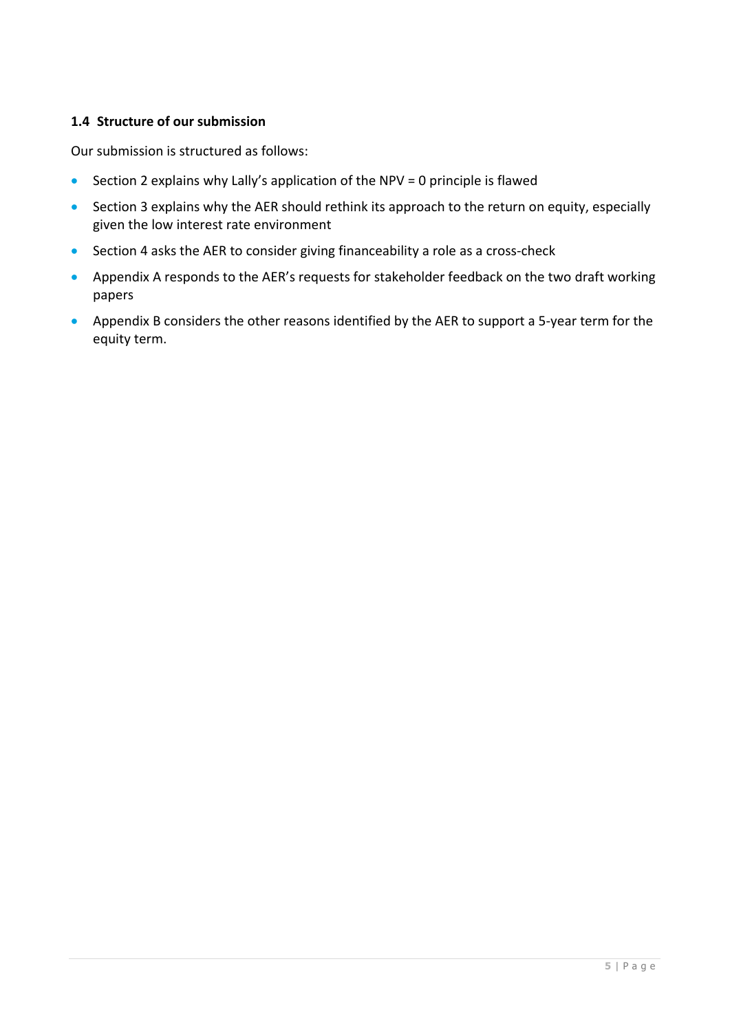### 1.4 Structure of our submission

Our submission is structured as follows:

- Section 2 explains why Lally's application of the NPV = 0 principle is flawed
- Section 3 explains why the AER should rethink its approach to the return on equity, especially given the low interest rate environment
- Section 4 asks the AER to consider giving financeability a role as a cross-check
- Appendix A responds to the AER's requests for stakeholder feedback on the two draft working papers
- Appendix B considers the other reasons identified by the AER to support a 5-year term for the equity term.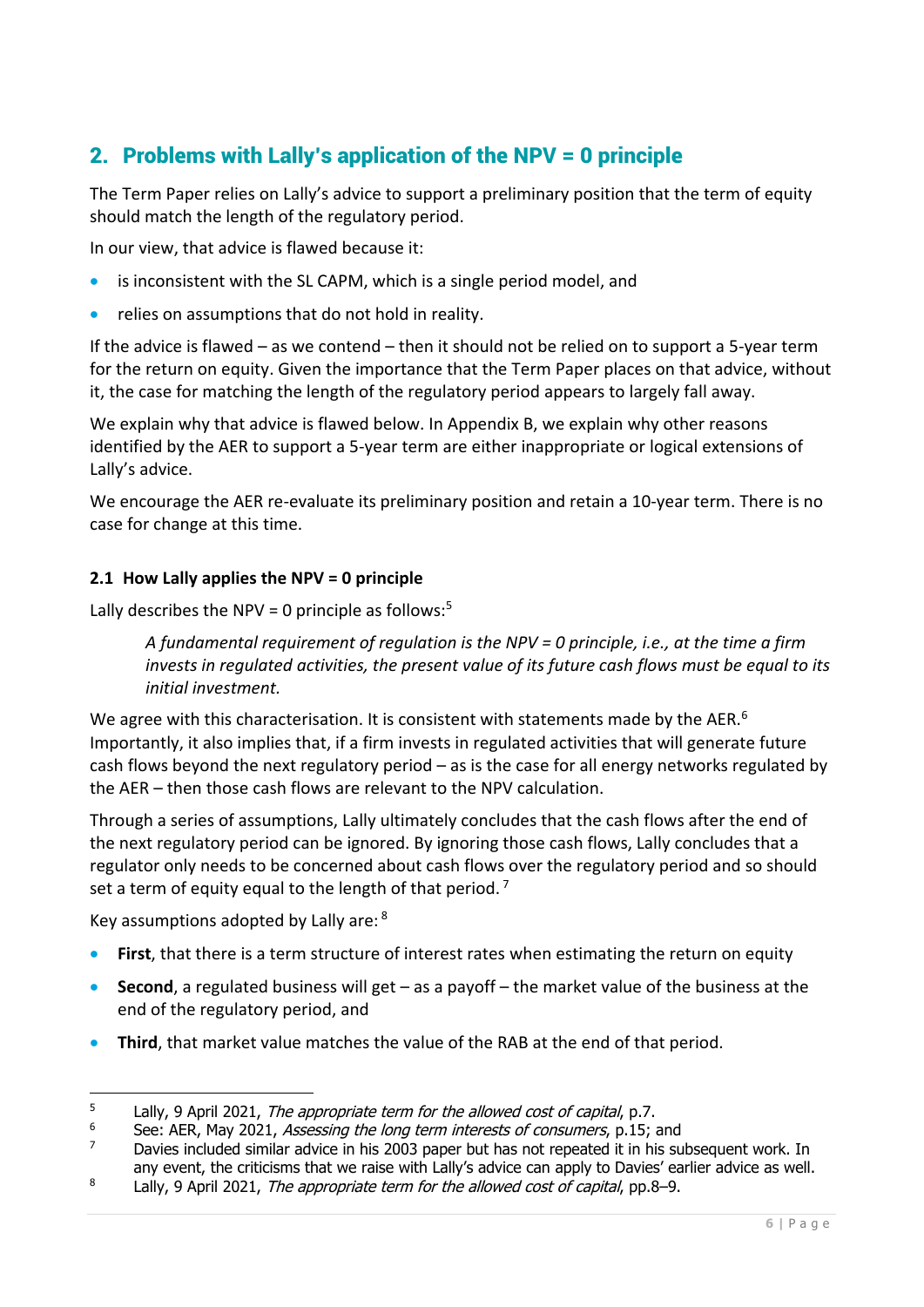## 2. Problems with Lally's application of the NPV = 0 principle

The Term Paper relies on Lally's advice to support a preliminary position that the term of equity should match the length of the regulatory period.

In our view, that advice is flawed because it:

- is inconsistent with the SL CAPM, which is a single period model, and
- relies on assumptions that do not hold in reality.

If the advice is flawed – as we contend – then it should not be relied on to support a 5-year term for the return on equity. Given the importance that the Term Paper places on that advice, without it, the case for matching the length of the regulatory period appears to largely fall away.

We explain why that advice is flawed below. In Appendix B, we explain why other reasons identified by the AER to support a 5-year term are either inappropriate or logical extensions of Lally's advice.

We encourage the AER re-evaluate its preliminary position and retain a 10-year term. There is no case for change at this time.

### 2.1 How Lally applies the NPV = 0 principle

Lally describes the NPV = 0 principle as follows:[5]

> *A fundamental requirement of regulation is the NPV = 0 principle, i.e., at the time a firm invests in regulated activities, the present value of its future cash flows must be equal to its initial investment.*

We agree with this characterisation. It is consistent with statements made by the AER.[6] Importantly, it also implies that, if a firm invests in regulated activities that will generate future cash flows beyond the next regulatory period – as is the case for all energy networks regulated by the AER – then those cash flows are relevant to the NPV calculation.

Through a series of assumptions, Lally ultimately concludes that the cash flows after the end of the next regulatory period can be ignored. By ignoring those cash flows, Lally concludes that a regulator only needs to be concerned about cash flows over the regulatory period and so should set a term of equity equal to the length of that period.[7]

Key assumptions adopted by Lally are:[8]

- **First**, that there is a term structure of interest rates when estimating the return on equity
- **Second**, a regulated business will get – as a payoff – the market value of the business at the end of the regulatory period, and
- **Third**, that market value matches the value of the RAB at the end of that period.

---

[5] Lally, 9 April 2021, *The appropriate term for the allowed cost of capital*, p.7.

[6] See: AER, May 2021, *Assessing the long term interests of consumers*, p.15; and

[7] Davies included similar advice in his 2003 paper but has not repeated it in his subsequent work. In any event, the criticisms that we raise with Lally's advice can apply to Davies' earlier advice as well.

[8] Lally, 9 April 2021, *The appropriate term for the allowed cost of capital*, pp.8–9.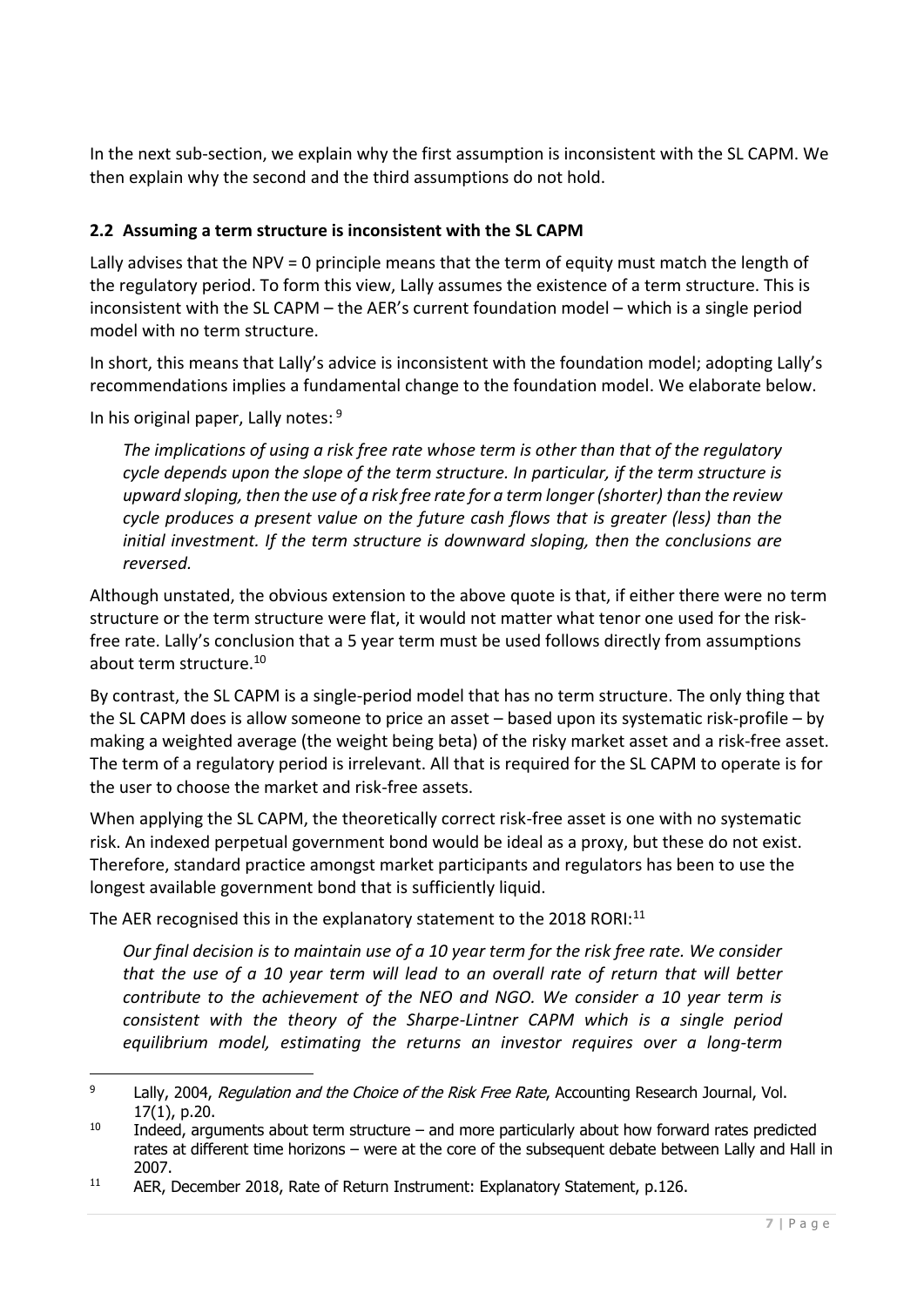In the next sub-section, we explain why the first assumption is inconsistent with the SL CAPM. We then explain why the second and the third assumptions do not hold.

### 2.2 Assuming a term structure is inconsistent with the SL CAPM

Lally advises that the NPV = 0 principle means that the term of equity must match the length of the regulatory period. To form this view, Lally assumes the existence of a term structure. This is inconsistent with the SL CAPM – the AER's current foundation model – which is a single period model with no term structure.

In short, this means that Lally's advice is inconsistent with the foundation model; adopting Lally's recommendations implies a fundamental change to the foundation model. We elaborate below.

In his original paper, Lally notes: [9]

> *The implications of using a risk free rate whose term is other than that of the regulatory cycle depends upon the slope of the term structure. In particular, if the term structure is upward sloping, then the use of a risk free rate for a term longer (shorter) than the review cycle produces a present value on the future cash flows that is greater (less) than the initial investment. If the term structure is downward sloping, then the conclusions are reversed.*

Although unstated, the obvious extension to the above quote is that, if either there were no term structure or the term structure were flat, it would not matter what tenor one used for the risk-free rate. Lally's conclusion that a 5 year term must be used follows directly from assumptions about term structure.[10]

By contrast, the SL CAPM is a single-period model that has no term structure. The only thing that the SL CAPM does is allow someone to price an asset – based upon its systematic risk-profile – by making a weighted average (the weight being beta) of the risky market asset and a risk-free asset. The term of a regulatory period is irrelevant. All that is required for the SL CAPM to operate is for the user to choose the market and risk-free assets.

When applying the SL CAPM, the theoretically correct risk-free asset is one with no systematic risk. An indexed perpetual government bond would be ideal as a proxy, but these do not exist. Therefore, standard practice amongst market participants and regulators has been to use the longest available government bond that is sufficiently liquid.

The AER recognised this in the explanatory statement to the 2018 RORI:[11]

> *Our final decision is to maintain use of a 10 year term for the risk free rate. We consider that the use of a 10 year term will lead to an overall rate of return that will better contribute to the achievement of the NEO and NGO. We consider a 10 year term is consistent with the theory of the Sharpe-Lintner CAPM which is a single period equilibrium model, estimating the returns an investor requires over a long-term*

---

[9] Lally, 2004, *Regulation and the Choice of the Risk Free Rate*, Accounting Research Journal, Vol. 17(1), p.20.

[10] Indeed, arguments about term structure – and more particularly about how forward rates predicted rates at different time horizons – were at the core of the subsequent debate between Lally and Hall in 2007.

[11] AER, December 2018, Rate of Return Instrument: Explanatory Statement, p.126.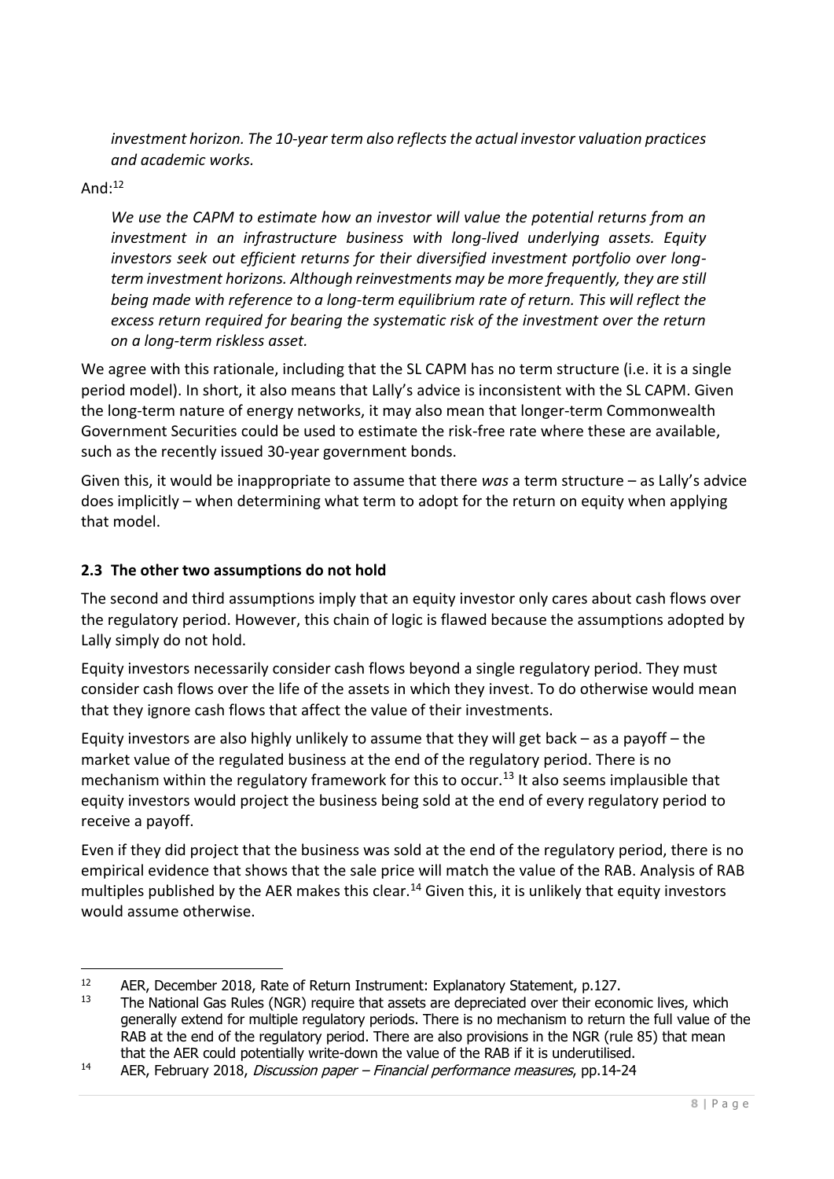*investment horizon. The 10-year term also reflects the actual investor valuation practices and academic works.*

And:[12]

> *We use the CAPM to estimate how an investor will value the potential returns from an investment in an infrastructure business with long-lived underlying assets. Equity investors seek out efficient returns for their diversified investment portfolio over long-term investment horizons. Although reinvestments may be more frequently, they are still being made with reference to a long-term equilibrium rate of return. This will reflect the excess return required for bearing the systematic risk of the investment over the return on a long-term riskless asset.*

We agree with this rationale, including that the SL CAPM has no term structure (i.e. it is a single period model). In short, it also means that Lally's advice is inconsistent with the SL CAPM. Given the long-term nature of energy networks, it may also mean that longer-term Commonwealth Government Securities could be used to estimate the risk-free rate where these are available, such as the recently issued 30-year government bonds.

Given this, it would be inappropriate to assume that there *was* a term structure – as Lally's advice does implicitly – when determining what term to adopt for the return on equity when applying that model.

### 2.3 The other two assumptions do not hold

The second and third assumptions imply that an equity investor only cares about cash flows over the regulatory period. However, this chain of logic is flawed because the assumptions adopted by Lally simply do not hold.

Equity investors necessarily consider cash flows beyond a single regulatory period. They must consider cash flows over the life of the assets in which they invest. To do otherwise would mean that they ignore cash flows that affect the value of their investments.

Equity investors are also highly unlikely to assume that they will get back – as a payoff – the market value of the regulated business at the end of the regulatory period. There is no mechanism within the regulatory framework for this to occur.[13] It also seems implausible that equity investors would project the business being sold at the end of every regulatory period to receive a payoff.

Even if they did project that the business was sold at the end of the regulatory period, there is no empirical evidence that shows that the sale price will match the value of the RAB. Analysis of RAB multiples published by the AER makes this clear.[14] Given this, it is unlikely that equity investors would assume otherwise.

---

[12] AER, December 2018, Rate of Return Instrument: Explanatory Statement, p.127.

[13] The National Gas Rules (NGR) require that assets are depreciated over their economic lives, which generally extend for multiple regulatory periods. There is no mechanism to return the full value of the RAB at the end of the regulatory period. There are also provisions in the NGR (rule 85) that mean that the AER could potentially write-down the value of the RAB if it is underutilised.

[14] AER, February 2018, *Discussion paper – Financial performance measures*, pp.14-24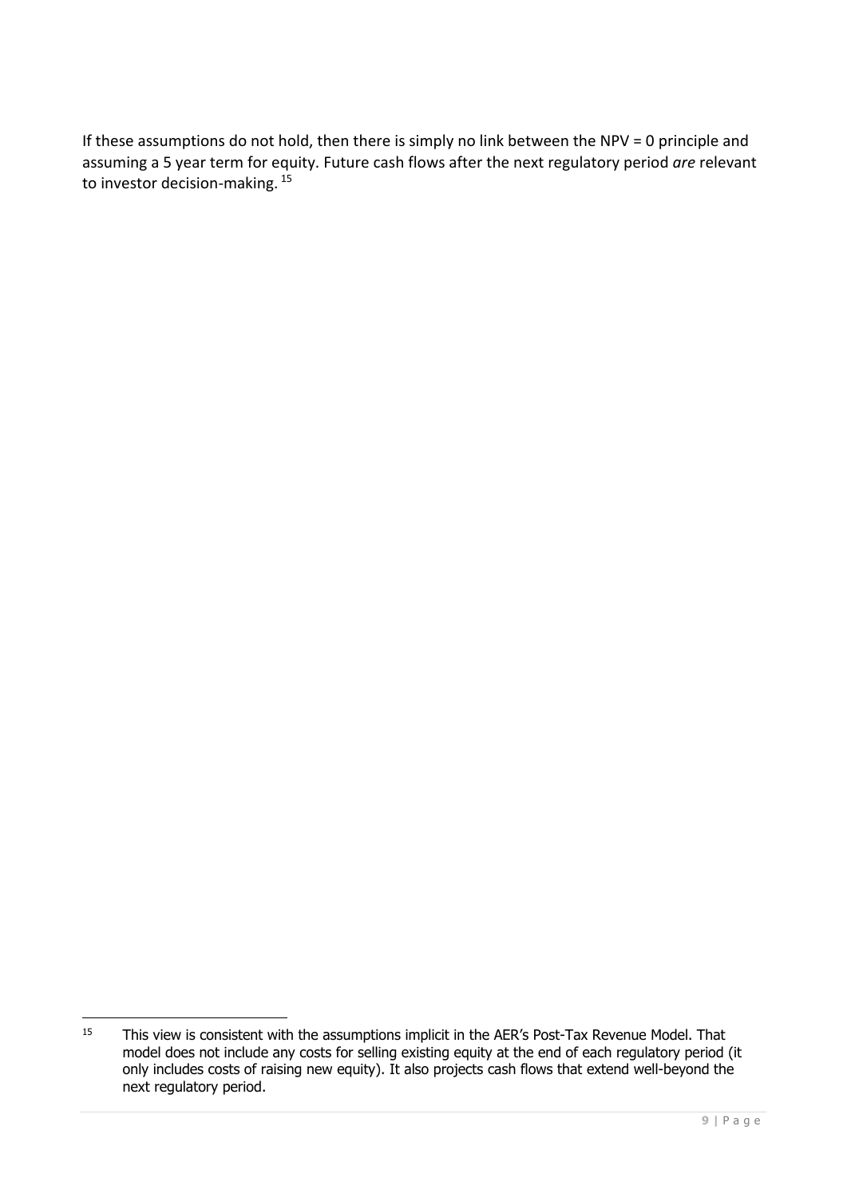If these assumptions do not hold, then there is simply no link between the NPV = 0 principle and assuming a 5 year term for equity. Future cash flows after the next regulatory period *are* relevant to investor decision-making. [15]

---

[15] This view is consistent with the assumptions implicit in the AER's Post-Tax Revenue Model. That model does not include any costs for selling existing equity at the end of each regulatory period (it only includes costs of raising new equity). It also projects cash flows that extend well-beyond the next regulatory period.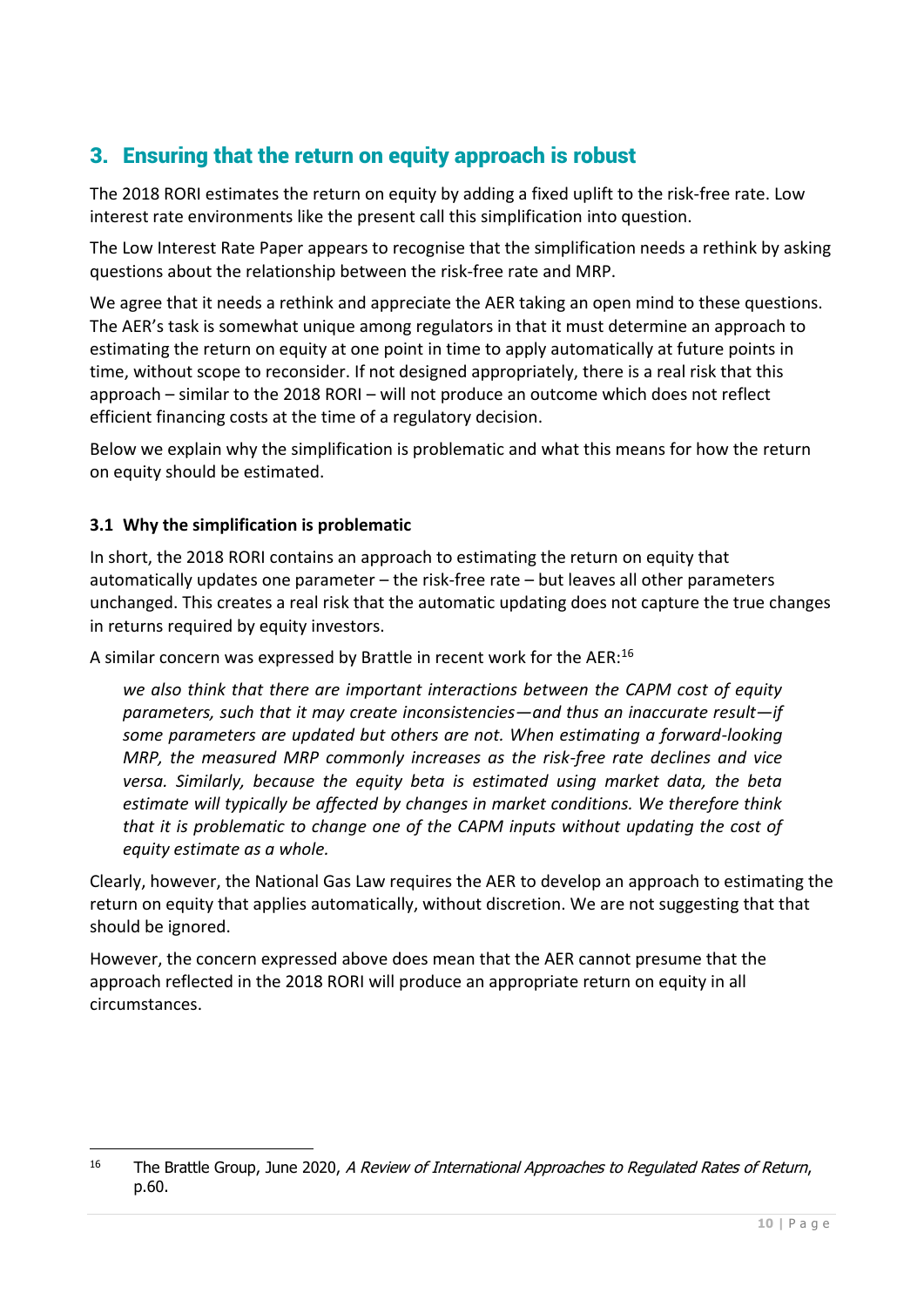## 3. Ensuring that the return on equity approach is robust

The 2018 RORI estimates the return on equity by adding a fixed uplift to the risk-free rate. Low interest rate environments like the present call this simplification into question.

The Low Interest Rate Paper appears to recognise that the simplification needs a rethink by asking questions about the relationship between the risk-free rate and MRP.

We agree that it needs a rethink and appreciate the AER taking an open mind to these questions. The AER's task is somewhat unique among regulators in that it must determine an approach to estimating the return on equity at one point in time to apply automatically at future points in time, without scope to reconsider. If not designed appropriately, there is a real risk that this approach – similar to the 2018 RORI – will not produce an outcome which does not reflect efficient financing costs at the time of a regulatory decision.

Below we explain why the simplification is problematic and what this means for how the return on equity should be estimated.

### 3.1 Why the simplification is problematic

In short, the 2018 RORI contains an approach to estimating the return on equity that automatically updates one parameter – the risk-free rate – but leaves all other parameters unchanged. This creates a real risk that the automatic updating does not capture the true changes in returns required by equity investors.

A similar concern was expressed by Brattle in recent work for the AER:[16]

> *we also think that there are important interactions between the CAPM cost of equity parameters, such that it may create inconsistencies—and thus an inaccurate result—if some parameters are updated but others are not. When estimating a forward-looking MRP, the measured MRP commonly increases as the risk-free rate declines and vice versa. Similarly, because the equity beta is estimated using market data, the beta estimate will typically be affected by changes in market conditions. We therefore think that it is problematic to change one of the CAPM inputs without updating the cost of equity estimate as a whole.*

Clearly, however, the National Gas Law requires the AER to develop an approach to estimating the return on equity that applies automatically, without discretion. We are not suggesting that that should be ignored.

However, the concern expressed above does mean that the AER cannot presume that the approach reflected in the 2018 RORI will produce an appropriate return on equity in all circumstances.

---

[16] The Brattle Group, June 2020, *A Review of International Approaches to Regulated Rates of Return*, p.60.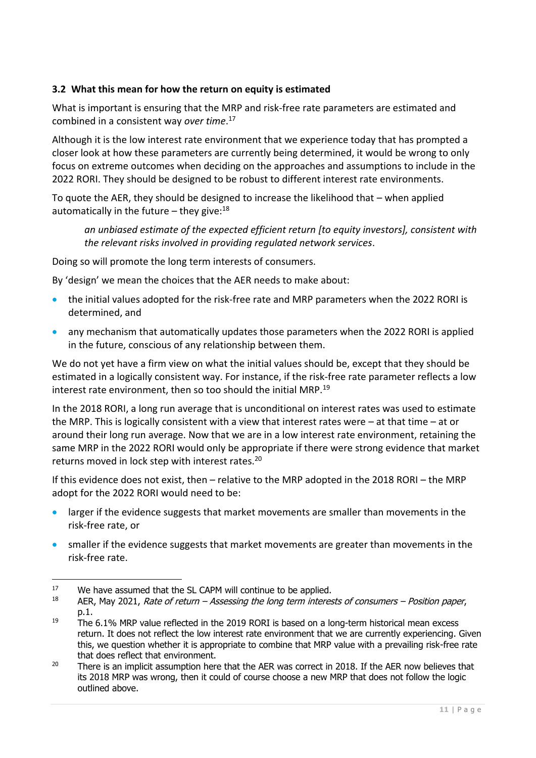### 3.2 What this mean for how the return on equity is estimated

What is important is ensuring that the MRP and risk-free rate parameters are estimated and combined in a consistent way *over time*.[17]

Although it is the low interest rate environment that we experience today that has prompted a closer look at how these parameters are currently being determined, it would be wrong to only focus on extreme outcomes when deciding on the approaches and assumptions to include in the 2022 RORI. They should be designed to be robust to different interest rate environments.

To quote the AER, they should be designed to increase the likelihood that – when applied automatically in the future – they give:[18]

> *an unbiased estimate of the expected efficient return [to equity investors], consistent with the relevant risks involved in providing regulated network services*.

Doing so will promote the long term interests of consumers.

By 'design' we mean the choices that the AER needs to make about:

- the initial values adopted for the risk-free rate and MRP parameters when the 2022 RORI is determined, and
- any mechanism that automatically updates those parameters when the 2022 RORI is applied in the future, conscious of any relationship between them.

We do not yet have a firm view on what the initial values should be, except that they should be estimated in a logically consistent way. For instance, if the risk-free rate parameter reflects a low interest rate environment, then so too should the initial MRP.[19]

In the 2018 RORI, a long run average that is unconditional on interest rates was used to estimate the MRP. This is logically consistent with a view that interest rates were – at that time – at or around their long run average. Now that we are in a low interest rate environment, retaining the same MRP in the 2022 RORI would only be appropriate if there were strong evidence that market returns moved in lock step with interest rates.[20]

If this evidence does not exist, then – relative to the MRP adopted in the 2018 RORI – the MRP adopt for the 2022 RORI would need to be:

- larger if the evidence suggests that market movements are smaller than movements in the risk-free rate, or
- smaller if the evidence suggests that market movements are greater than movements in the risk-free rate.

---

[17] We have assumed that the SL CAPM will continue to be applied.

[18] AER, May 2021, *Rate of return – Assessing the long term interests of consumers – Position paper*, p.1.

[19] The 6.1% MRP value reflected in the 2019 RORI is based on a long-term historical mean excess return. It does not reflect the low interest rate environment that we are currently experiencing. Given this, we question whether it is appropriate to combine that MRP value with a prevailing risk-free rate that does reflect that environment.

[20] There is an implicit assumption here that the AER was correct in 2018. If the AER now believes that its 2018 MRP was wrong, then it could of course choose a new MRP that does not follow the logic outlined above.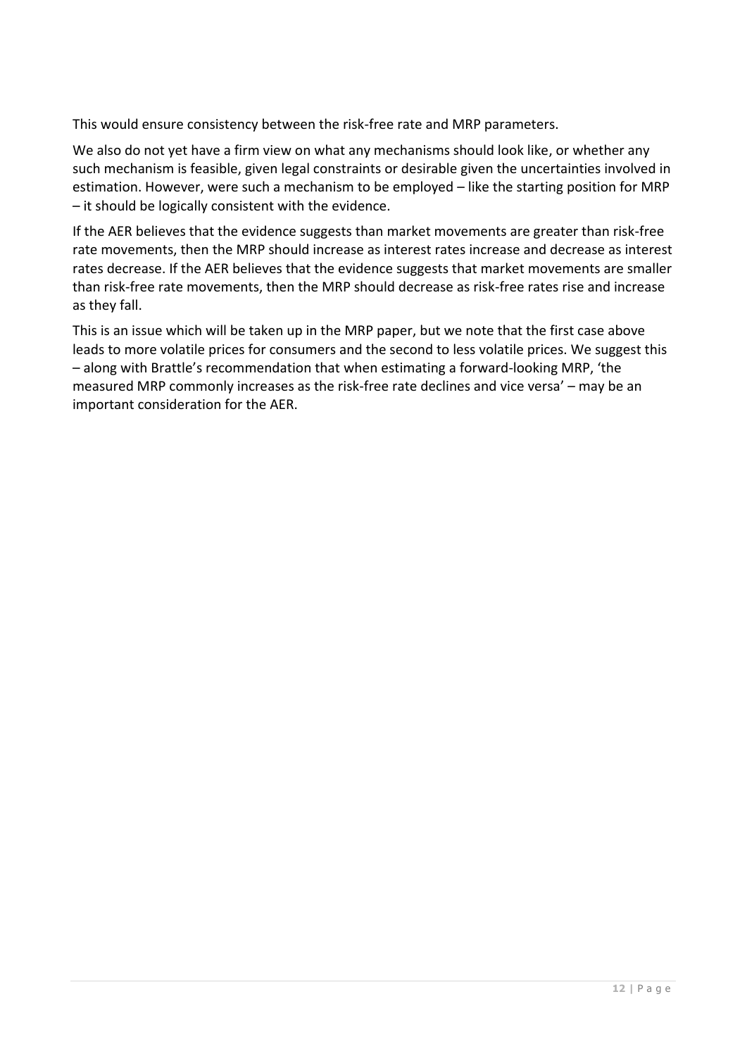This would ensure consistency between the risk-free rate and MRP parameters.

We also do not yet have a firm view on what any mechanisms should look like, or whether any such mechanism is feasible, given legal constraints or desirable given the uncertainties involved in estimation. However, were such a mechanism to be employed – like the starting position for MRP – it should be logically consistent with the evidence.

If the AER believes that the evidence suggests than market movements are greater than risk-free rate movements, then the MRP should increase as interest rates increase and decrease as interest rates decrease. If the AER believes that the evidence suggests that market movements are smaller than risk-free rate movements, then the MRP should decrease as risk-free rates rise and increase as they fall.

This is an issue which will be taken up in the MRP paper, but we note that the first case above leads to more volatile prices for consumers and the second to less volatile prices. We suggest this – along with Brattle's recommendation that when estimating a forward-looking MRP, 'the measured MRP commonly increases as the risk-free rate declines and vice versa' – may be an important consideration for the AER.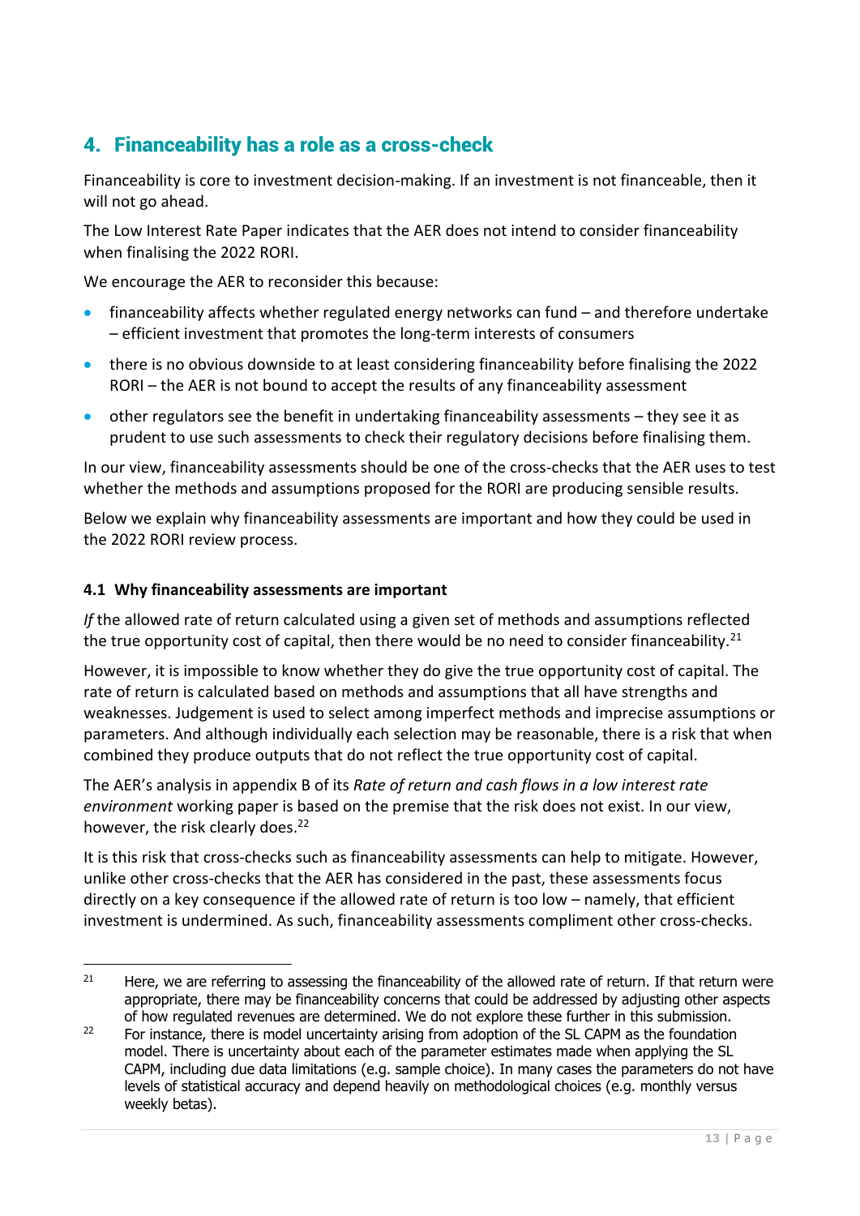## 4. Financeability has a role as a cross-check

Financeability is core to investment decision-making. If an investment is not financeable, then it will not go ahead.

The Low Interest Rate Paper indicates that the AER does not intend to consider financeability when finalising the 2022 RORI.

We encourage the AER to reconsider this because:

- financeability affects whether regulated energy networks can fund – and therefore undertake – efficient investment that promotes the long-term interests of consumers
- there is no obvious downside to at least considering financeability before finalising the 2022 RORI – the AER is not bound to accept the results of any financeability assessment
- other regulators see the benefit in undertaking financeability assessments – they see it as prudent to use such assessments to check their regulatory decisions before finalising them.

In our view, financeability assessments should be one of the cross-checks that the AER uses to test whether the methods and assumptions proposed for the RORI are producing sensible results.

Below we explain why financeability assessments are important and how they could be used in the 2022 RORI review process.

### 4.1 Why financeability assessments are important

*If* the allowed rate of return calculated using a given set of methods and assumptions reflected the true opportunity cost of capital, then there would be no need to consider financeability.[21]

However, it is impossible to know whether they do give the true opportunity cost of capital. The rate of return is calculated based on methods and assumptions that all have strengths and weaknesses. Judgement is used to select among imperfect methods and imprecise assumptions or parameters. And although individually each selection may be reasonable, there is a risk that when combined they produce outputs that do not reflect the true opportunity cost of capital.

The AER's analysis in appendix B of its *Rate of return and cash flows in a low interest rate environment* working paper is based on the premise that the risk does not exist. In our view, however, the risk clearly does.[22]

It is this risk that cross-checks such as financeability assessments can help to mitigate. However, unlike other cross-checks that the AER has considered in the past, these assessments focus directly on a key consequence if the allowed rate of return is too low – namely, that efficient investment is undermined. As such, financeability assessments compliment other cross-checks.

---

[21] Here, we are referring to assessing the financeability of the allowed rate of return. If that return were appropriate, there may be financeability concerns that could be addressed by adjusting other aspects of how regulated revenues are determined. We do not explore these further in this submission.

[22] For instance, there is model uncertainty arising from adoption of the SL CAPM as the foundation model. There is uncertainty about each of the parameter estimates made when applying the SL CAPM, including due data limitations (e.g. sample choice). In many cases the parameters do not have levels of statistical accuracy and depend heavily on methodological choices (e.g. monthly versus weekly betas).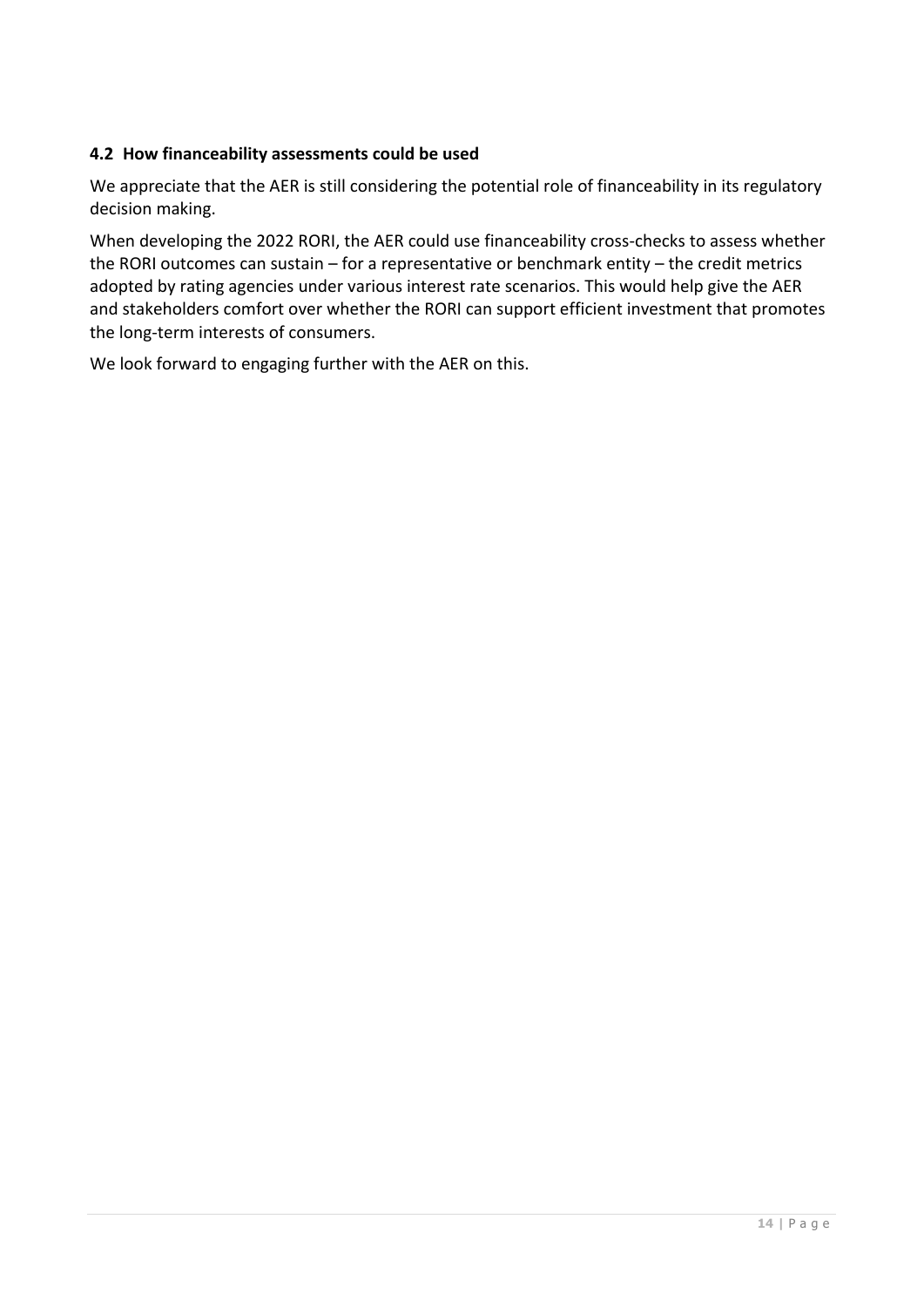### 4.2 How financeability assessments could be used

We appreciate that the AER is still considering the potential role of financeability in its regulatory decision making.

When developing the 2022 RORI, the AER could use financeability cross-checks to assess whether the RORI outcomes can sustain – for a representative or benchmark entity – the credit metrics adopted by rating agencies under various interest rate scenarios. This would help give the AER and stakeholders comfort over whether the RORI can support efficient investment that promotes the long-term interests of consumers.

We look forward to engaging further with the AER on this.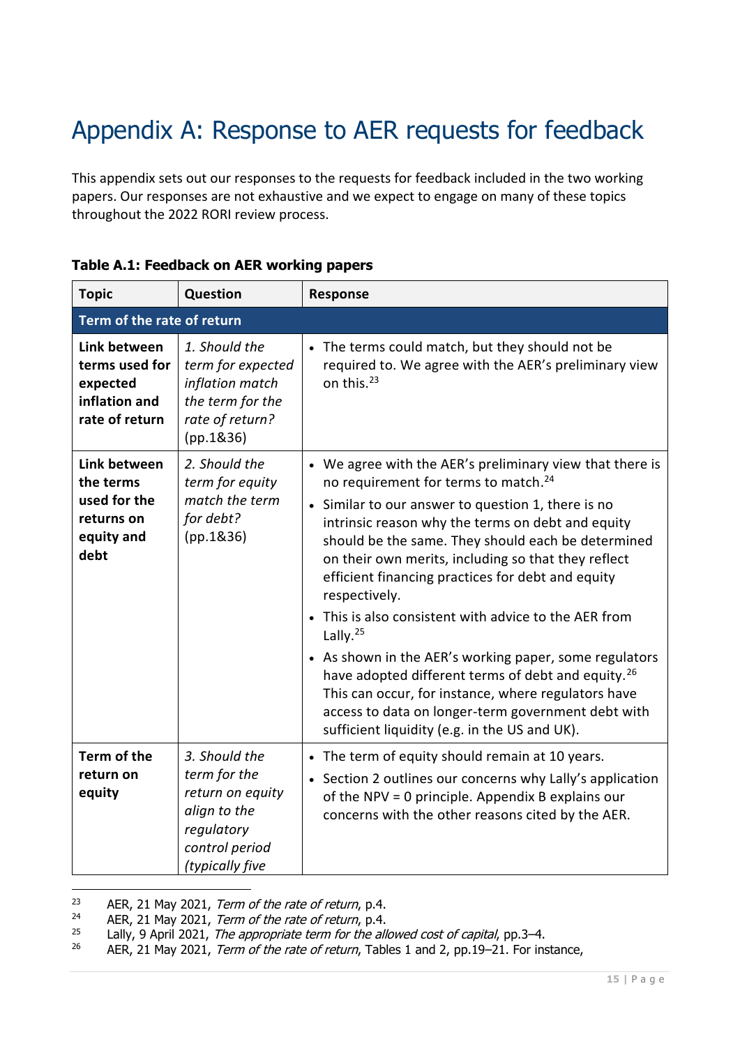# Appendix A: Response to AER requests for feedback

This appendix sets out our responses to the requests for feedback included in the two working papers. Our responses are not exhaustive and we expect to engage on many of these topics throughout the 2022 RORI review process.

**Table A.1: Feedback on AER working papers**

| Topic | Question | Response |
|---|---|---|
| **Term of the rate of return** | | |
| **Link between terms used for expected inflation and rate of return** | *1. Should the term for expected inflation match the term for the rate of return?* (pp.1&36) | • The terms could match, but they should not be required to. We agree with the AER's preliminary view on this.[23] |
| **Link between the terms used for the returns on equity and debt** | *2. Should the term for equity match the term for debt?* (pp.1&36) | • We agree with the AER's preliminary view that there is no requirement for terms to match.[24] <br> • Similar to our answer to question 1, there is no intrinsic reason why the terms on debt and equity should be the same. They should each be determined on their own merits, including so that they reflect efficient financing practices for debt and equity respectively. <br> • This is also consistent with advice to the AER from Lally.[25] <br> • As shown in the AER's working paper, some regulators have adopted different terms of debt and equity.[26] This can occur, for instance, where regulators have access to data on longer-term government debt with sufficient liquidity (e.g. in the US and UK). |
| **Term of the return on equity** | *3. Should the term for the return on equity align to the regulatory control period (typically five* | • The term of equity should remain at 10 years. <br> • Section 2 outlines our concerns why Lally's application of the NPV = 0 principle. Appendix B explains our concerns with the other reasons cited by the AER. |

[23] AER, 21 May 2021, *Term of the rate of return*, p.4.

[24] AER, 21 May 2021, *Term of the rate of return*, p.4.

[25] Lally, 9 April 2021, *The appropriate term for the allowed cost of capital*, pp.3–4.

[26] AER, 21 May 2021, *Term of the rate of return*, Tables 1 and 2, pp.19–21. For instance,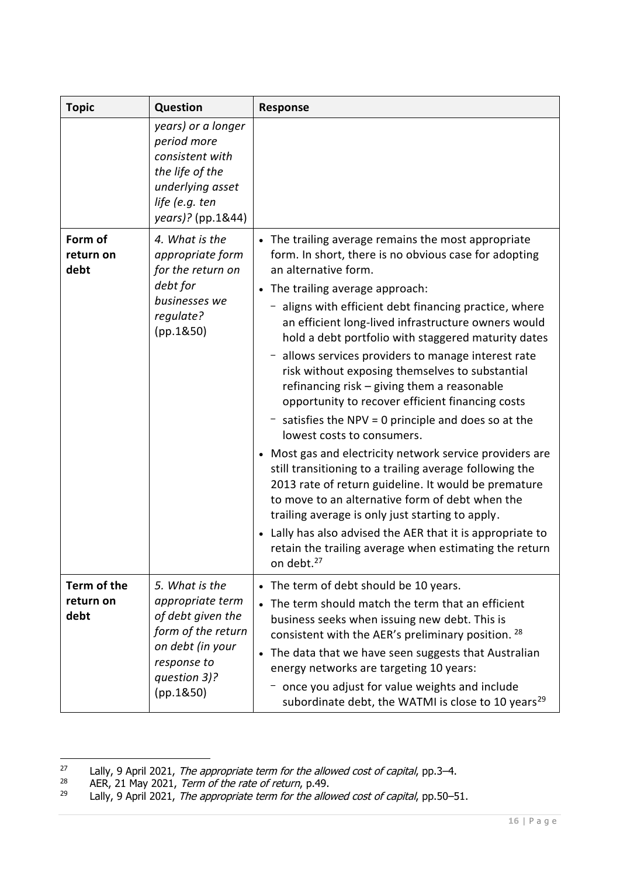| Topic | Question | Response |
|---|---|---|
| | *years) or a longer period more consistent with the life of the underlying asset life (e.g. ten years)?* (pp.1&44) | |
| **Form of return on debt** | *4. What is the appropriate form for the return on debt for businesses we regulate?* (pp.1&50) | • The trailing average remains the most appropriate form. In short, there is no obvious case for adopting an alternative form.<br>• The trailing average approach:<br>⁻ aligns with efficient debt financing practice, where an efficient long-lived infrastructure owners would hold a debt portfolio with staggered maturity dates<br>⁻ allows services providers to manage interest rate risk without exposing themselves to substantial refinancing risk – giving them a reasonable opportunity to recover efficient financing costs<br>⁻ satisfies the NPV = 0 principle and does so at the lowest costs to consumers.<br>• Most gas and electricity network service providers are still transitioning to a trailing average following the 2013 rate of return guideline. It would be premature to move to an alternative form of debt when the trailing average is only just starting to apply.<br>• Lally has also advised the AER that it is appropriate to retain the trailing average when estimating the return on debt.[27] |
| **Term of the return on debt** | *5. What is the appropriate term of debt given the form of the return on debt (in your response to question 3)?* (pp.1&50) | • The term of debt should be 10 years.<br>• The term should match the term that an efficient business seeks when issuing new debt. This is consistent with the AER's preliminary position. [28]<br>• The data that we have seen suggests that Australian energy networks are targeting 10 years:<br>⁻ once you adjust for value weights and include subordinate debt, the WATMI is close to 10 years[29] |

[27] Lally, 9 April 2021, *The appropriate term for the allowed cost of capital*, pp.3–4.

[28] AER, 21 May 2021, *Term of the rate of return*, p.49.

[29] Lally, 9 April 2021, *The appropriate term for the allowed cost of capital*, pp.50–51.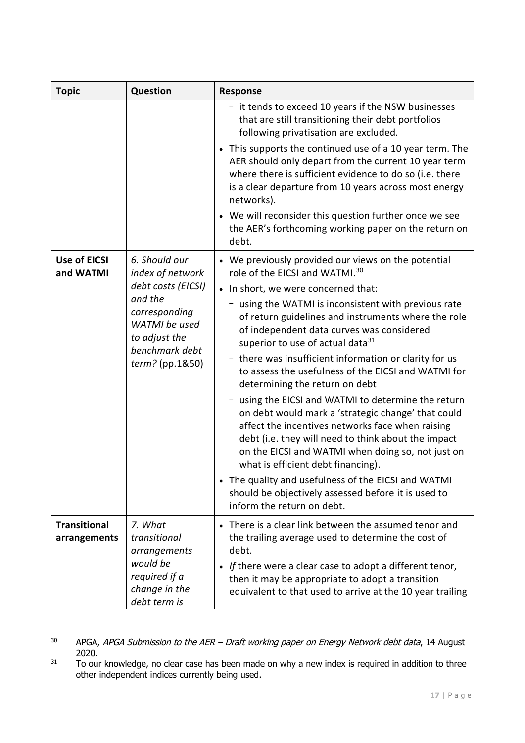| Topic | Question | Response |
| --- | --- | --- |
| | | – it tends to exceed 10 years if the NSW businesses that are still transitioning their debt portfolios following privatisation are excluded.<br>• This supports the continued use of a 10 year term. The AER should only depart from the current 10 year term where there is sufficient evidence to do so (i.e. there is a clear departure from 10 years across most energy networks).<br>• We will reconsider this question further once we see the AER's forthcoming working paper on the return on debt. |
| **Use of EICSI and WATMI** | *6. Should our index of network debt costs (EICSI) and the corresponding WATMI be used to adjust the benchmark debt term?* (pp.1&50) | • We previously provided our views on the potential role of the EICSI and WATMI.[30]<br>• In short, we were concerned that:<br>– using the WATMI is inconsistent with previous rate of return guidelines and instruments where the role of independent data curves was considered superior to use of actual data[31]<br>– there was insufficient information or clarity for us to assess the usefulness of the EICSI and WATMI for determining the return on debt<br>– using the EICSI and WATMI to determine the return on debt would mark a 'strategic change' that could affect the incentives networks face when raising debt (i.e. they will need to think about the impact on the EICSI and WATMI when doing so, not just on what is efficient debt financing).<br>• The quality and usefulness of the EICSI and WATMI should be objectively assessed before it is used to inform the return on debt. |
| **Transitional arrangements** | *7. What transitional arrangements would be required if a change in the debt term is* | • There is a clear link between the assumed tenor and the trailing average used to determine the cost of debt.<br>• *If* there were a clear case to adopt a different tenor, then it may be appropriate to adopt a transition equivalent to that used to arrive at the 10 year trailing |

[30] APGA, *APGA Submission to the AER – Draft working paper on Energy Network debt data*, 14 August 2020.

[31] To our knowledge, no clear case has been made on why a new index is required in addition to three other independent indices currently being used.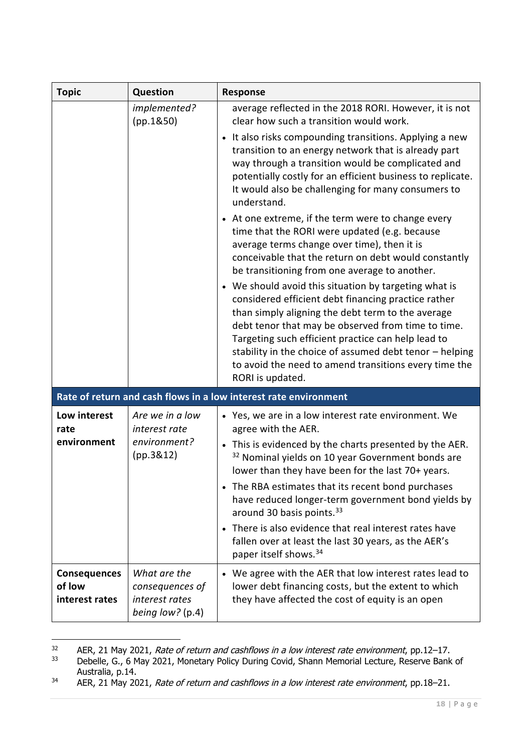| Topic | Question | Response |
|---|---|---|
| | *implemented?* (pp.1&50) | average reflected in the 2018 RORI. However, it is not clear how such a transition would work.<br>• It also risks compounding transitions. Applying a new transition to an energy network that is already part way through a transition would be complicated and potentially costly for an efficient business to replicate. It would also be challenging for many consumers to understand.<br>• At one extreme, if the term were to change every time that the RORI were updated (e.g. because average terms change over time), then it is conceivable that the return on debt would constantly be transitioning from one average to another.<br>• We should avoid this situation by targeting what is considered efficient debt financing practice rather than simply aligning the debt term to the average debt tenor that may be observed from time to time. Targeting such efficient practice can help lead to stability in the choice of assumed debt tenor – helping to avoid the need to amend transitions every time the RORI is updated. |
| **Rate of return and cash flows in a low interest rate environment** | | |
| **Low interest rate environment** | *Are we in a low interest rate environment?* (pp.3&12) | • Yes, we are in a low interest rate environment. We agree with the AER.<br>• This is evidenced by the charts presented by the AER. [32] Nominal yields on 10 year Government bonds are lower than they have been for the last 70+ years.<br>• The RBA estimates that its recent bond purchases have reduced longer-term government bond yields by around 30 basis points.[33]<br>• There is also evidence that real interest rates have fallen over at least the last 30 years, as the AER's paper itself shows.[34] |
| **Consequences of low interest rates** | *What are the consequences of interest rates being low?* (p.4) | • We agree with the AER that low interest rates lead to lower debt financing costs, but the extent to which they have affected the cost of equity is an open |

[32] AER, 21 May 2021, *Rate of return and cashflows in a low interest rate environment*, pp.12–17.

[33] Debelle, G., 6 May 2021, Monetary Policy During Covid, Shann Memorial Lecture, Reserve Bank of Australia, p.14.

[34] AER, 21 May 2021, *Rate of return and cashflows in a low interest rate environment*, pp.18–21.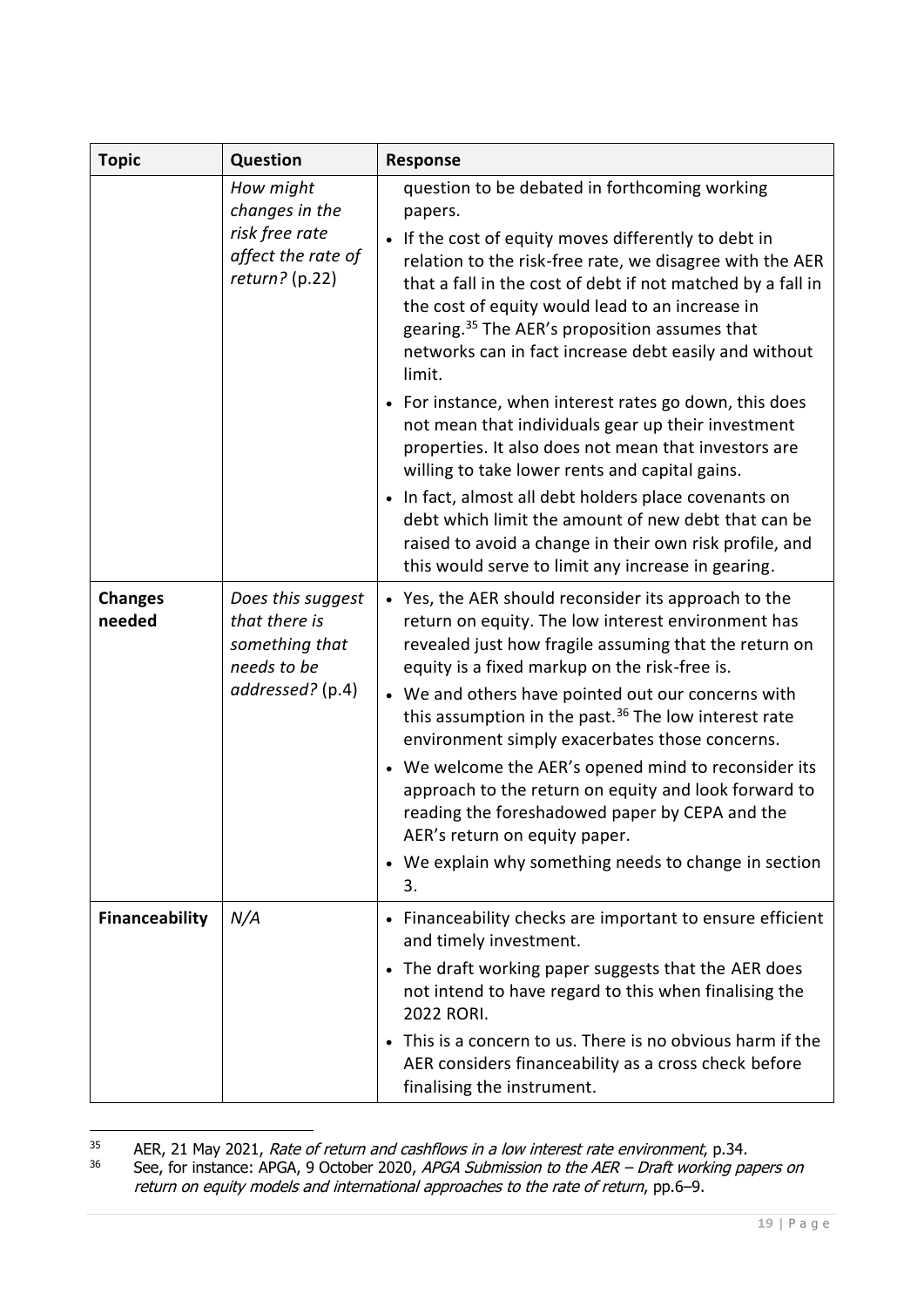| Topic | Question | Response |
|---|---|---|
| | *How might changes in the risk free rate affect the rate of return?* (p.22) | question to be debated in forthcoming working papers.<br>• If the cost of equity moves differently to debt in relation to the risk-free rate, we disagree with the AER that a fall in the cost of debt if not matched by a fall in the cost of equity would lead to an increase in gearing.[35] The AER's proposition assumes that networks can in fact increase debt easily and without limit.<br>• For instance, when interest rates go down, this does not mean that individuals gear up their investment properties. It also does not mean that investors are willing to take lower rents and capital gains.<br>• In fact, almost all debt holders place covenants on debt which limit the amount of new debt that can be raised to avoid a change in their own risk profile, and this would serve to limit any increase in gearing. |
| **Changes needed** | *Does this suggest that there is something that needs to be addressed?* (p.4) | • Yes, the AER should reconsider its approach to the return on equity. The low interest environment has revealed just how fragile assuming that the return on equity is a fixed markup on the risk-free is.<br>• We and others have pointed out our concerns with this assumption in the past.[36] The low interest rate environment simply exacerbates those concerns.<br>• We welcome the AER's opened mind to reconsider its approach to the return on equity and look forward to reading the foreshadowed paper by CEPA and the AER's return on equity paper.<br>• We explain why something needs to change in section 3. |
| **Financeability** | *N/A* | • Financeability checks are important to ensure efficient and timely investment.<br>• The draft working paper suggests that the AER does not intend to have regard to this when finalising the 2022 RORI.<br>• This is a concern to us. There is no obvious harm if the AER considers financeability as a cross check before finalising the instrument. |

[35] AER, 21 May 2021, *Rate of return and cashflows in a low interest rate environment*, p.34.

[36] See, for instance: APGA, 9 October 2020, *APGA Submission to the AER – Draft working papers on return on equity models and international approaches to the rate of return*, pp.6–9.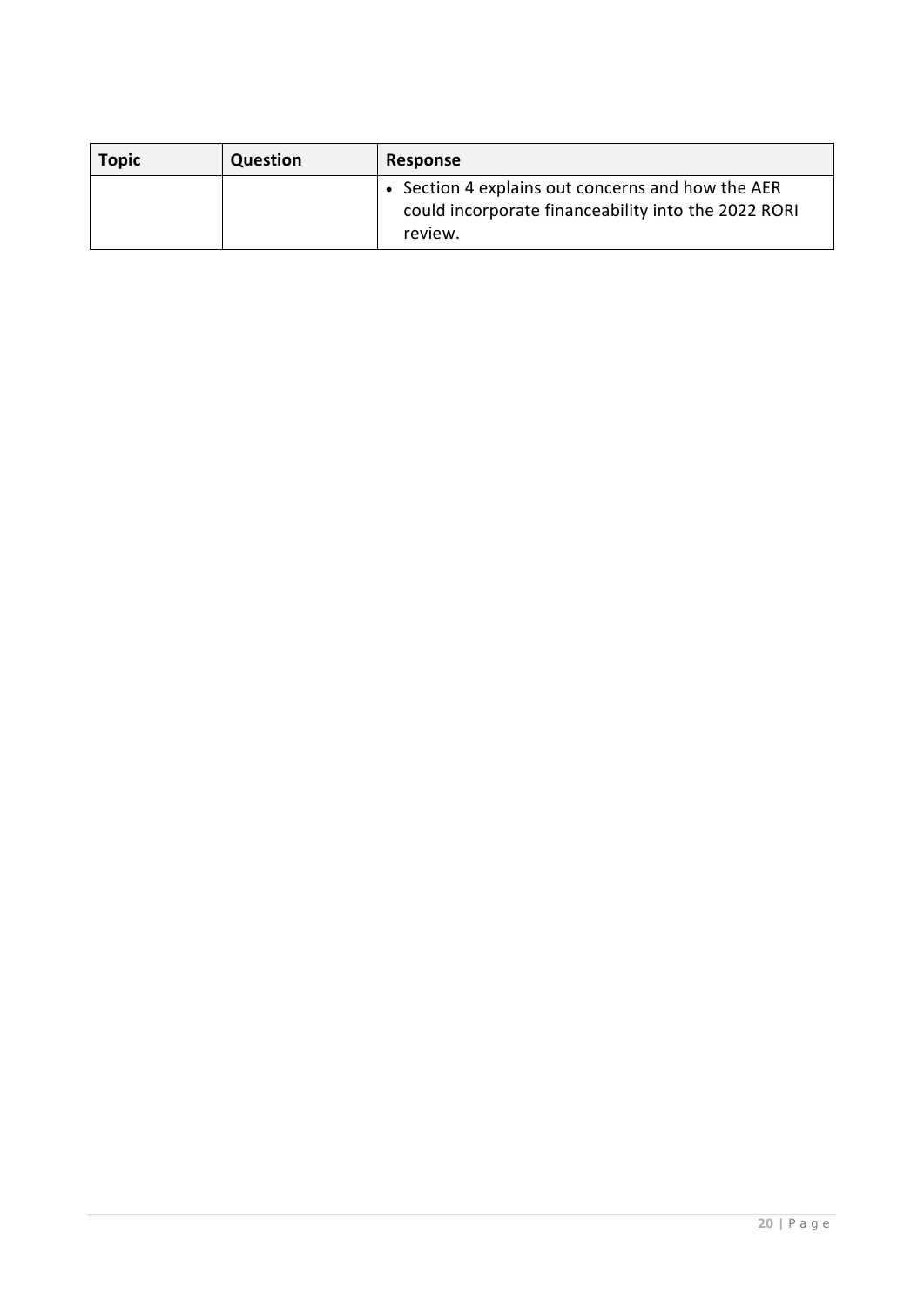| Topic | Question | Response |
|---|---|---|
| | | • Section 4 explains out concerns and how the AER could incorporate financeability into the 2022 RORI review. |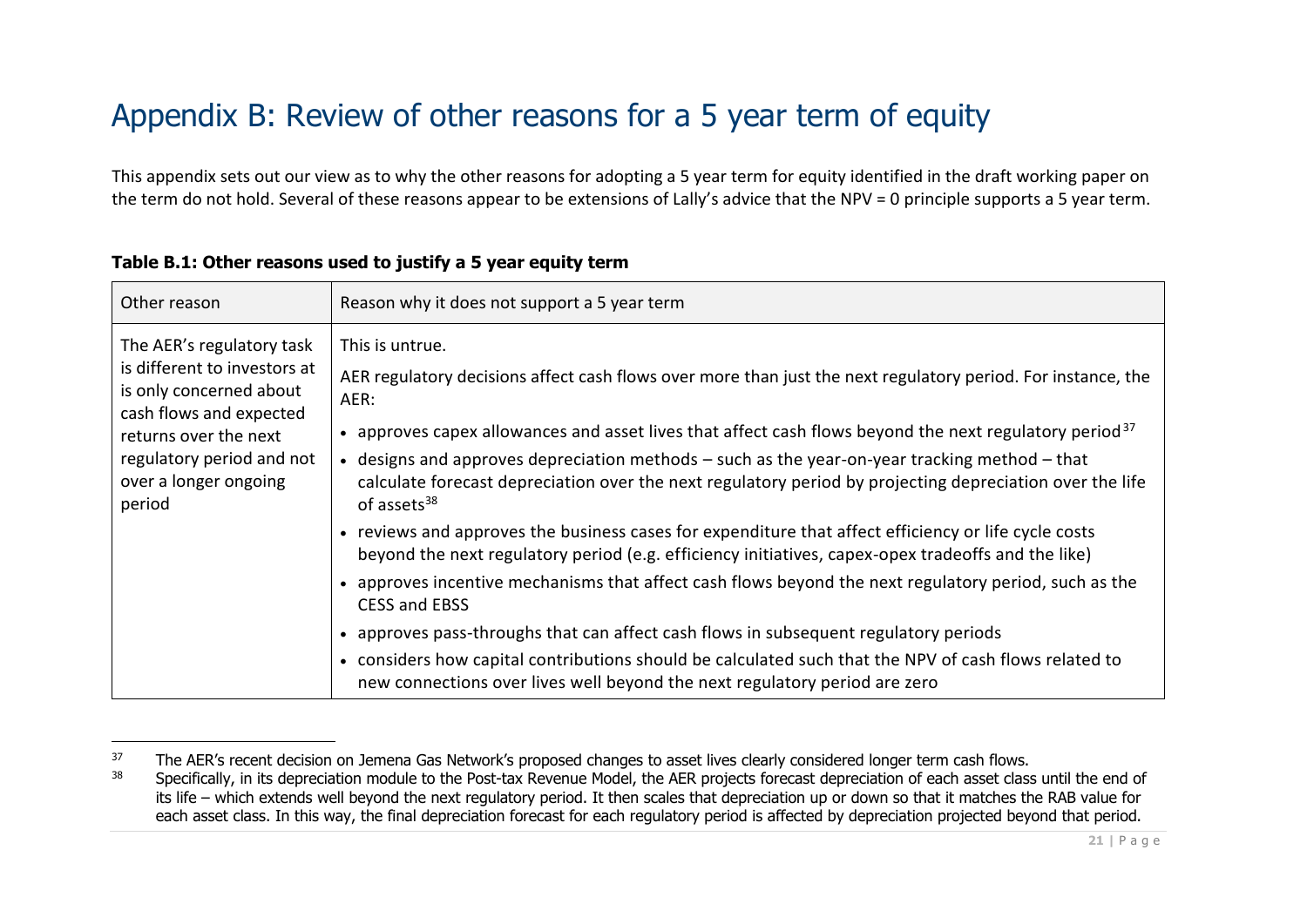# Appendix B: Review of other reasons for a 5 year term of equity

This appendix sets out our view as to why the other reasons for adopting a 5 year term for equity identified in the draft working paper on the term do not hold. Several of these reasons appear to be extensions of Lally's advice that the NPV = 0 principle supports a 5 year term.

**Table B.1: Other reasons used to justify a 5 year equity term**

| Other reason | Reason why it does not support a 5 year term |
|---|---|
| The AER's regulatory task is different to investors at is only concerned about cash flows and expected returns over the next regulatory period and not over a longer ongoing period | This is untrue.<br><br>AER regulatory decisions affect cash flows over more than just the next regulatory period. For instance, the AER:<br><br>• approves capex allowances and asset lives that affect cash flows beyond the next regulatory period[37]<br>• designs and approves depreciation methods – such as the year-on-year tracking method – that calculate forecast depreciation over the next regulatory period by projecting depreciation over the life of assets[38]<br>• reviews and approves the business cases for expenditure that affect efficiency or life cycle costs beyond the next regulatory period (e.g. efficiency initiatives, capex-opex tradeoffs and the like)<br>• approves incentive mechanisms that affect cash flows beyond the next regulatory period, such as the CESS and EBSS<br>• approves pass-throughs that can affect cash flows in subsequent regulatory periods<br>• considers how capital contributions should be calculated such that the NPV of cash flows related to new connections over lives well beyond the next regulatory period are zero |

[37] The AER's recent decision on Jemena Gas Network's proposed changes to asset lives clearly considered longer term cash flows.

[38] Specifically, in its depreciation module to the Post-tax Revenue Model, the AER projects forecast depreciation of each asset class until the end of its life – which extends well beyond the next regulatory period. It then scales that depreciation up or down so that it matches the RAB value for each asset class. In this way, the final depreciation forecast for each regulatory period is affected by depreciation projected beyond that period.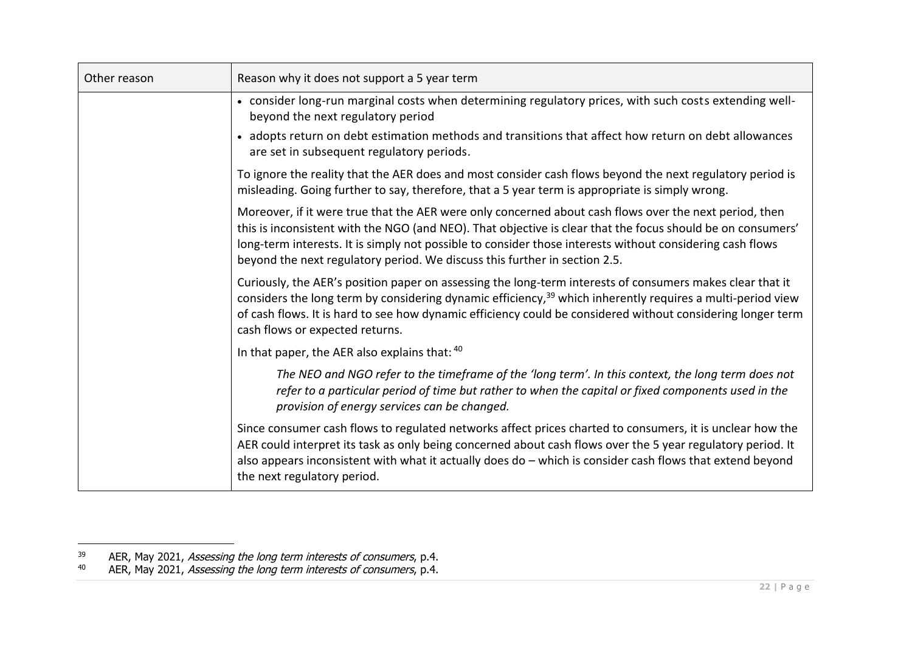| Other reason | Reason why it does not support a 5 year term |
|---|---|
| | • consider long-run marginal costs when determining regulatory prices, with such costs extending well-beyond the next regulatory period<br>• adopts return on debt estimation methods and transitions that affect how return on debt allowances are set in subsequent regulatory periods.<br><br>To ignore the reality that the AER does and most consider cash flows beyond the next regulatory period is misleading. Going further to say, therefore, that a 5 year term is appropriate is simply wrong.<br><br>Moreover, if it were true that the AER were only concerned about cash flows over the next period, then this is inconsistent with the NGO (and NEO). That objective is clear that the focus should be on consumers' long-term interests. It is simply not possible to consider those interests without considering cash flows beyond the next regulatory period. We discuss this further in section 2.5.<br><br>Curiously, the AER's position paper on assessing the long-term interests of consumers makes clear that it considers the long term by considering dynamic efficiency,[39] which inherently requires a multi-period view of cash flows. It is hard to see how dynamic efficiency could be considered without considering longer term cash flows or expected returns.<br><br>In that paper, the AER also explains that: [40]<br><br>*The NEO and NGO refer to the timeframe of the 'long term'. In this context, the long term does not refer to a particular period of time but rather to when the capital or fixed components used in the provision of energy services can be changed.*<br><br>Since consumer cash flows to regulated networks affect prices charted to consumers, it is unclear how the AER could interpret its task as only being concerned about cash flows over the 5 year regulatory period. It also appears inconsistent with what it actually does do – which is consider cash flows that extend beyond the next regulatory period. |

[39] AER, May 2021, *Assessing the long term interests of consumers*, p.4.

[40] AER, May 2021, *Assessing the long term interests of consumers*, p.4.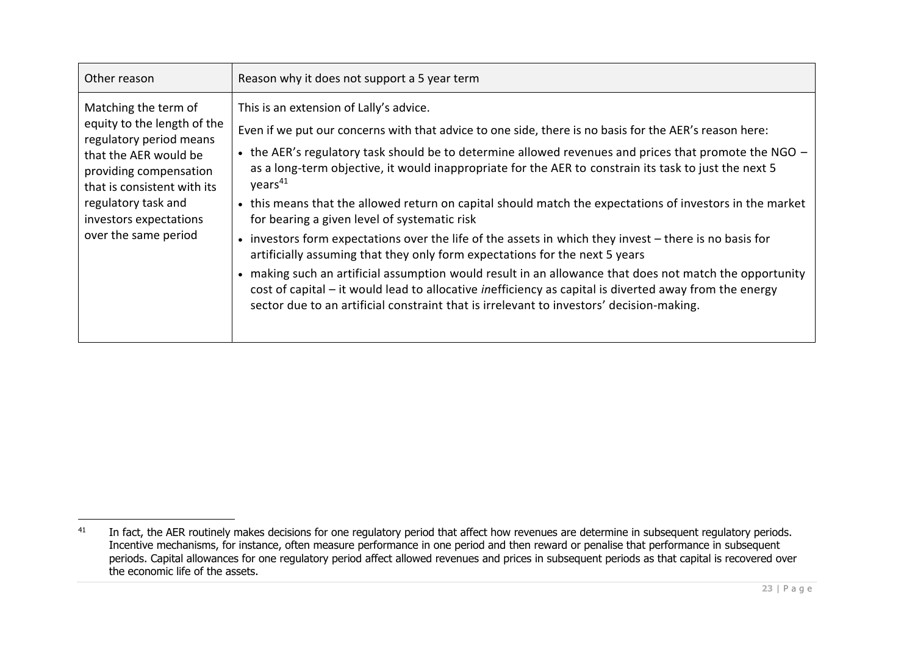| Other reason | Reason why it does not support a 5 year term |
|---|---|
| Matching the term of equity to the length of the regulatory period means that the AER would be providing compensation that is consistent with its regulatory task and investors expectations over the same period | This is an extension of Lally's advice.<br><br>Even if we put our concerns with that advice to one side, there is no basis for the AER's reason here:<br><br>• the AER's regulatory task should be to determine allowed revenues and prices that promote the NGO – as a long-term objective, it would inappropriate for the AER to constrain its task to just the next 5 years[41]<br><br>• this means that the allowed return on capital should match the expectations of investors in the market for bearing a given level of systematic risk<br><br>• investors form expectations over the life of the assets in which they invest – there is no basis for artificially assuming that they only form expectations for the next 5 years<br><br>• making such an artificial assumption would result in an allowance that does not match the opportunity cost of capital – it would lead to allocative *in*efficiency as capital is diverted away from the energy sector due to an artificial constraint that is irrelevant to investors' decision-making. |

[41] In fact, the AER routinely makes decisions for one regulatory period that affect how revenues are determine in subsequent regulatory periods. Incentive mechanisms, for instance, often measure performance in one period and then reward or penalise that performance in subsequent periods. Capital allowances for one regulatory period affect allowed revenues and prices in subsequent periods as that capital is recovered over the economic life of the assets.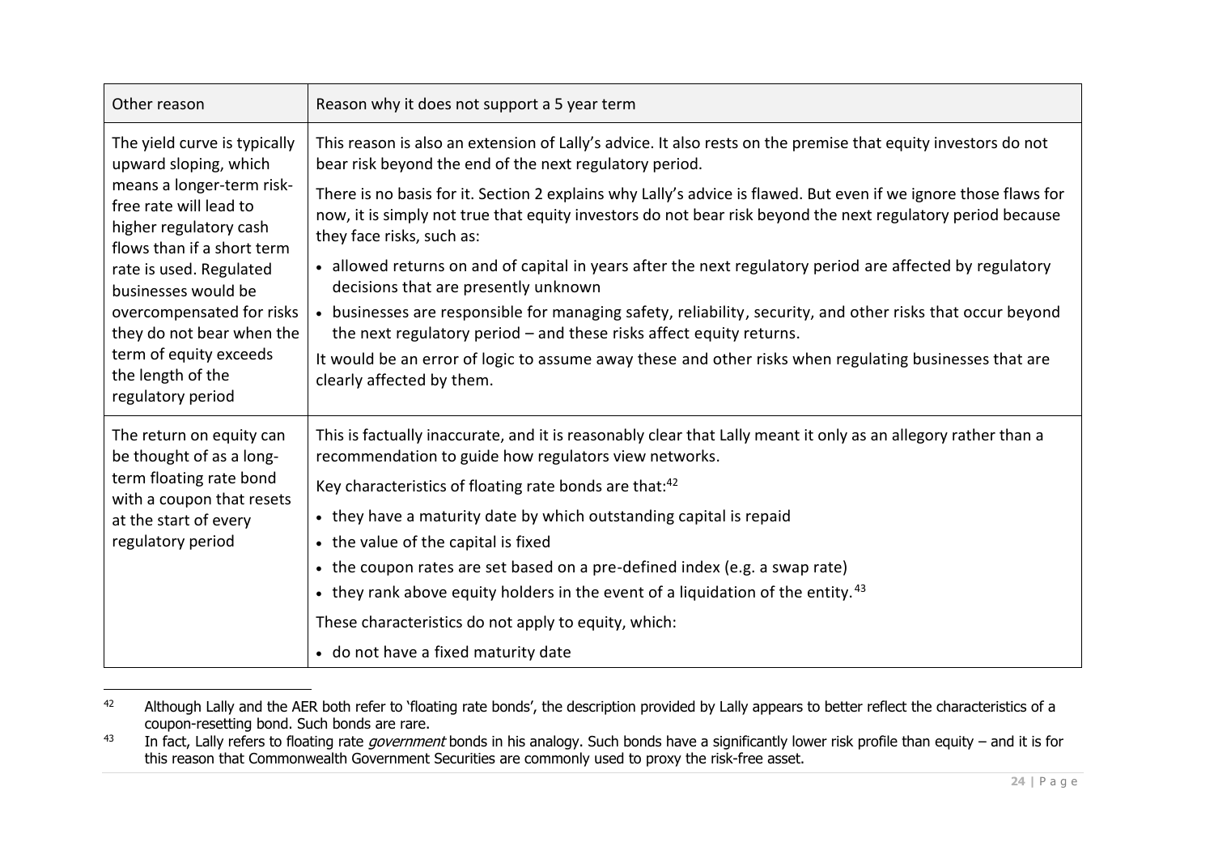| Other reason | Reason why it does not support a 5 year term |
|---|---|
| The yield curve is typically upward sloping, which means a longer-term risk-free rate will lead to higher regulatory cash flows than if a short term rate is used. Regulated businesses would be overcompensated for risks they do not bear when the term of equity exceeds the length of the regulatory period | This reason is also an extension of Lally's advice. It also rests on the premise that equity investors do not bear risk beyond the end of the next regulatory period.<br><br>There is no basis for it. Section 2 explains why Lally's advice is flawed. But even if we ignore those flaws for now, it is simply not true that equity investors do not bear risk beyond the next regulatory period because they face risks, such as:<br><br>• allowed returns on and of capital in years after the next regulatory period are affected by regulatory decisions that are presently unknown<br>• businesses are responsible for managing safety, reliability, security, and other risks that occur beyond the next regulatory period – and these risks affect equity returns.<br><br>It would be an error of logic to assume away these and other risks when regulating businesses that are clearly affected by them. |
| The return on equity can be thought of as a long-term floating rate bond with a coupon that resets at the start of every regulatory period | This is factually inaccurate, and it is reasonably clear that Lally meant it only as an allegory rather than a recommendation to guide how regulators view networks.<br><br>Key characteristics of floating rate bonds are that:[42]<br><br>• they have a maturity date by which outstanding capital is repaid<br>• the value of the capital is fixed<br>• the coupon rates are set based on a pre-defined index (e.g. a swap rate)<br>• they rank above equity holders in the event of a liquidation of the entity.[43]<br><br>These characteristics do not apply to equity, which:<br><br>• do not have a fixed maturity date |

[42] Although Lally and the AER both refer to 'floating rate bonds', the description provided by Lally appears to better reflect the characteristics of a coupon-resetting bond. Such bonds are rare.

[43] In fact, Lally refers to floating rate *government* bonds in his analogy. Such bonds have a significantly lower risk profile than equity – and it is for this reason that Commonwealth Government Securities are commonly used to proxy the risk-free asset.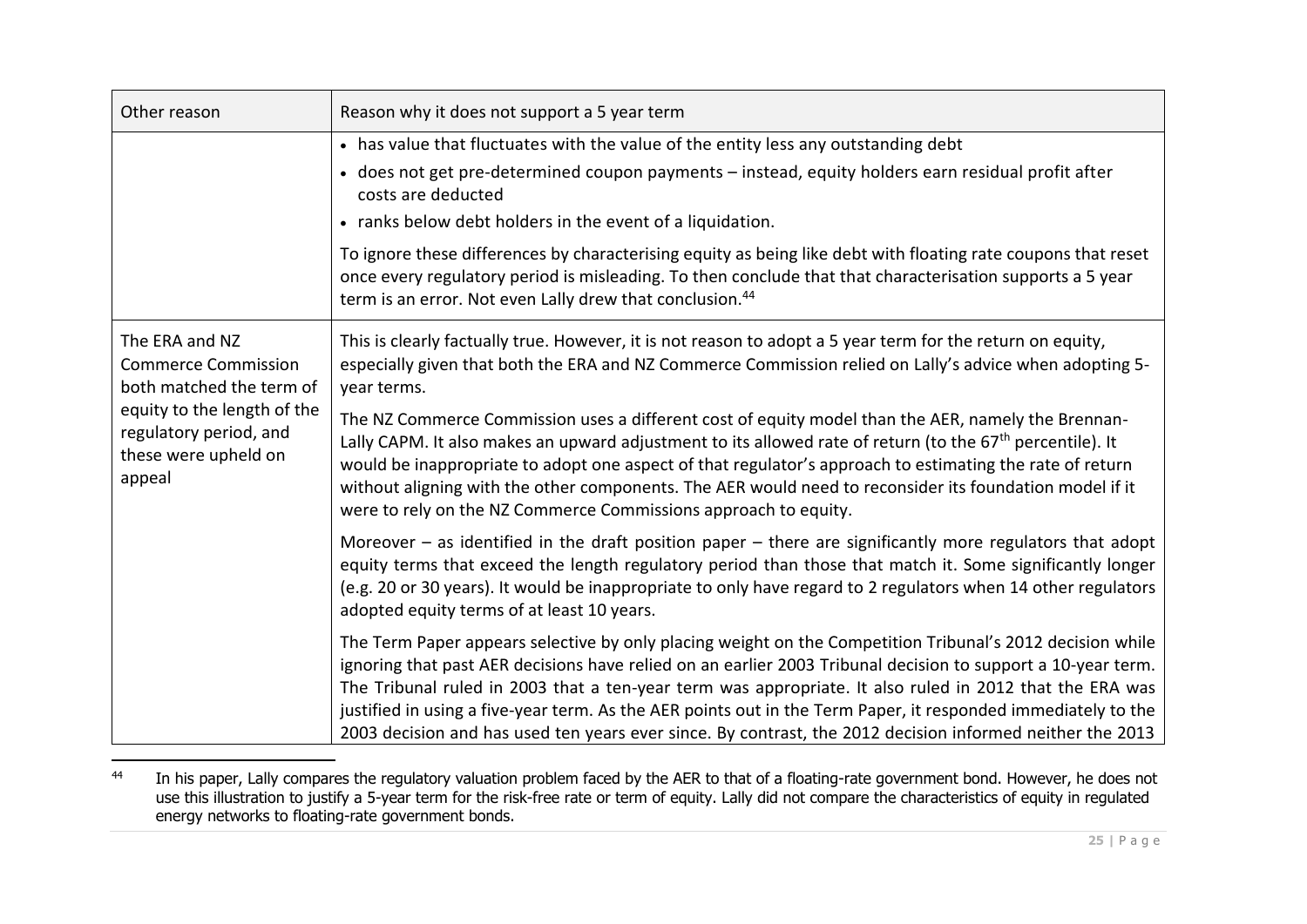| Other reason | Reason why it does not support a 5 year term |
|---|---|
| | • has value that fluctuates with the value of the entity less any outstanding debt<br>• does not get pre-determined coupon payments – instead, equity holders earn residual profit after costs are deducted<br>• ranks below debt holders in the event of a liquidation.<br><br>To ignore these differences by characterising equity as being like debt with floating rate coupons that reset once every regulatory period is misleading. To then conclude that that characterisation supports a 5 year term is an error. Not even Lally drew that conclusion.[44] |
| The ERA and NZ Commerce Commission both matched the term of equity to the length of the regulatory period, and these were upheld on appeal | This is clearly factually true. However, it is not reason to adopt a 5 year term for the return on equity, especially given that both the ERA and NZ Commerce Commission relied on Lally's advice when adopting 5-year terms.<br><br>The NZ Commerce Commission uses a different cost of equity model than the AER, namely the Brennan-Lally CAPM. It also makes an upward adjustment to its allowed rate of return (to the 67th percentile). It would be inappropriate to adopt one aspect of that regulator's approach to estimating the rate of return without aligning with the other components. The AER would need to reconsider its foundation model if it were to rely on the NZ Commerce Commissions approach to equity.<br><br>Moreover – as identified in the draft position paper – there are significantly more regulators that adopt equity terms that exceed the length regulatory period than those that match it. Some significantly longer (e.g. 20 or 30 years). It would be inappropriate to only have regard to 2 regulators when 14 other regulators adopted equity terms of at least 10 years.<br><br>The Term Paper appears selective by only placing weight on the Competition Tribunal's 2012 decision while ignoring that past AER decisions have relied on an earlier 2003 Tribunal decision to support a 10-year term. The Tribunal ruled in 2003 that a ten-year term was appropriate. It also ruled in 2012 that the ERA was justified in using a five-year term. As the AER points out in the Term Paper, it responded immediately to the 2003 decision and has used ten years ever since. By contrast, the 2012 decision informed neither the 2013 |

[44] In his paper, Lally compares the regulatory valuation problem faced by the AER to that of a floating-rate government bond. However, he does not use this illustration to justify a 5-year term for the risk-free rate or term of equity. Lally did not compare the characteristics of equity in regulated energy networks to floating-rate government bonds.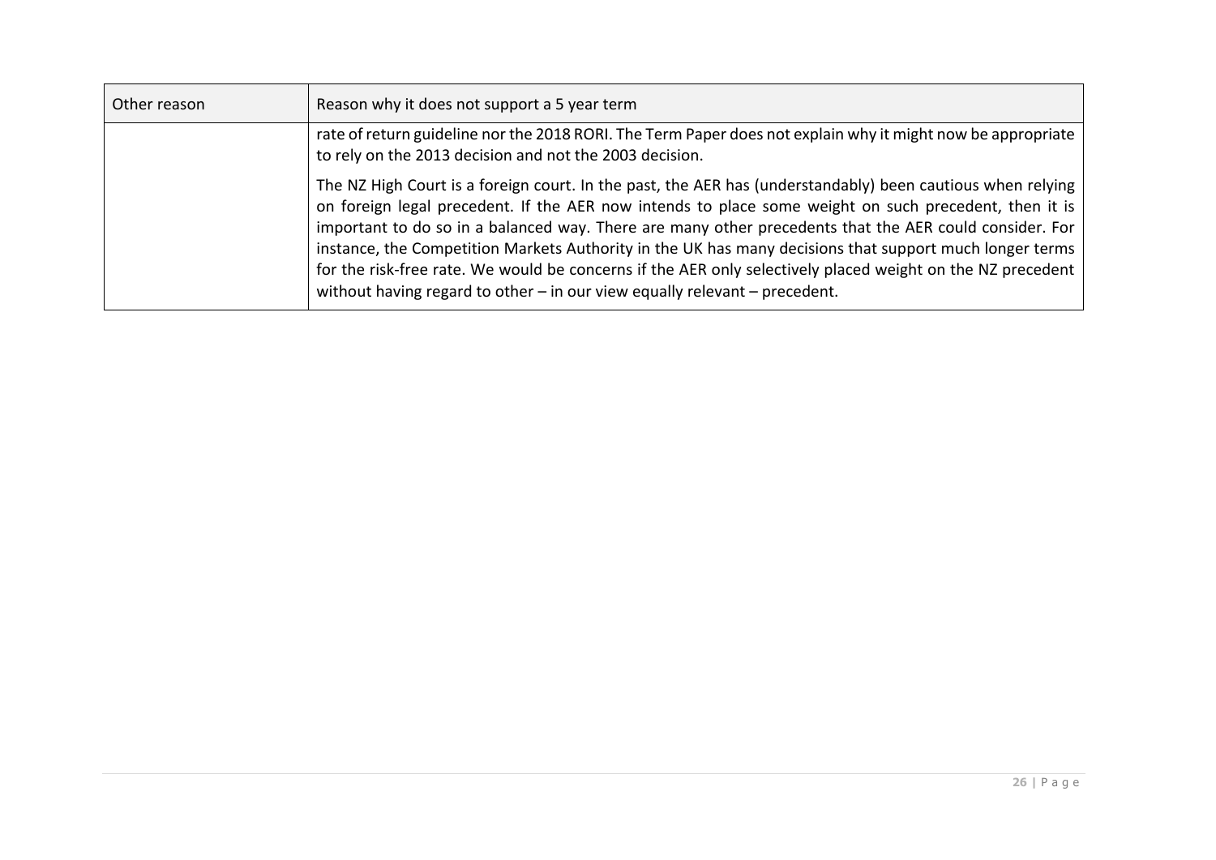| Other reason | Reason why it does not support a 5 year term |
|---|---|
| | rate of return guideline nor the 2018 RORI. The Term Paper does not explain why it might now be appropriate to rely on the 2013 decision and not the 2003 decision.<br><br>The NZ High Court is a foreign court. In the past, the AER has (understandably) been cautious when relying on foreign legal precedent. If the AER now intends to place some weight on such precedent, then it is important to do so in a balanced way. There are many other precedents that the AER could consider. For instance, the Competition Markets Authority in the UK has many decisions that support much longer terms for the risk-free rate. We would be concerns if the AER only selectively placed weight on the NZ precedent without having regard to other – in our view equally relevant – precedent. |